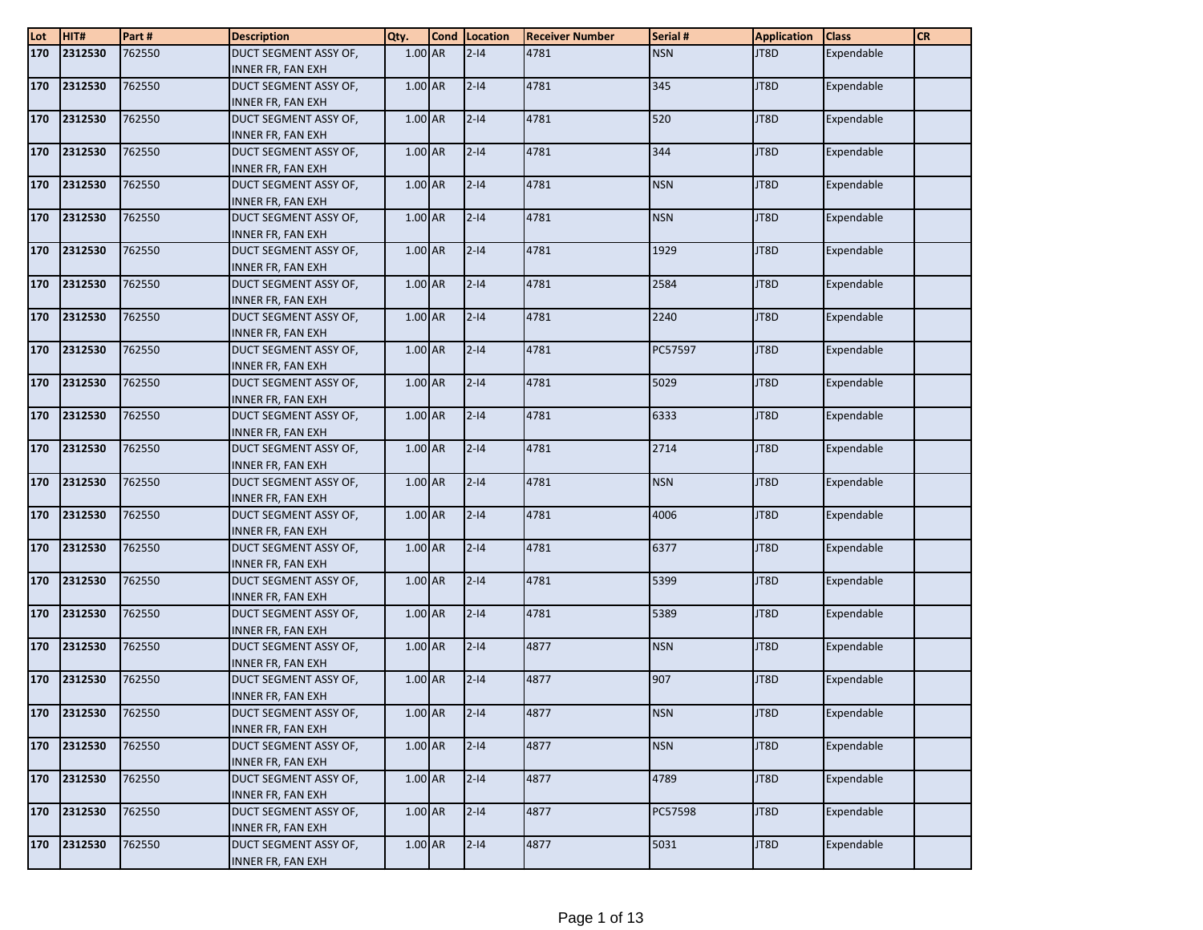| Lot | HIT# | Part # | Description | Qty. | Cond | Location | Receiver Number | Serial # | Application | Class | CR |
|---|---|---|---|---|---|---|---|---|---|---|---|
| **170** | **2312530** | 762550 | DUCT SEGMENT ASSY OF, INNER FR, FAN EXH | 1.00 | AR | 2-I4 | 4781 | NSN | JT8D | Expendable | |
| **170** | **2312530** | 762550 | DUCT SEGMENT ASSY OF, INNER FR, FAN EXH | 1.00 | AR | 2-I4 | 4781 | 345 | JT8D | Expendable | |
| **170** | **2312530** | 762550 | DUCT SEGMENT ASSY OF, INNER FR, FAN EXH | 1.00 | AR | 2-I4 | 4781 | 520 | JT8D | Expendable | |
| **170** | **2312530** | 762550 | DUCT SEGMENT ASSY OF, INNER FR, FAN EXH | 1.00 | AR | 2-I4 | 4781 | 344 | JT8D | Expendable | |
| **170** | **2312530** | 762550 | DUCT SEGMENT ASSY OF, INNER FR, FAN EXH | 1.00 | AR | 2-I4 | 4781 | NSN | JT8D | Expendable | |
| **170** | **2312530** | 762550 | DUCT SEGMENT ASSY OF, INNER FR, FAN EXH | 1.00 | AR | 2-I4 | 4781 | NSN | JT8D | Expendable | |
| **170** | **2312530** | 762550 | DUCT SEGMENT ASSY OF, INNER FR, FAN EXH | 1.00 | AR | 2-I4 | 4781 | 1929 | JT8D | Expendable | |
| **170** | **2312530** | 762550 | DUCT SEGMENT ASSY OF, INNER FR, FAN EXH | 1.00 | AR | 2-I4 | 4781 | 2584 | JT8D | Expendable | |
| **170** | **2312530** | 762550 | DUCT SEGMENT ASSY OF, INNER FR, FAN EXH | 1.00 | AR | 2-I4 | 4781 | 2240 | JT8D | Expendable | |
| **170** | **2312530** | 762550 | DUCT SEGMENT ASSY OF, INNER FR, FAN EXH | 1.00 | AR | 2-I4 | 4781 | PC57597 | JT8D | Expendable | |
| **170** | **2312530** | 762550 | DUCT SEGMENT ASSY OF, INNER FR, FAN EXH | 1.00 | AR | 2-I4 | 4781 | 5029 | JT8D | Expendable | |
| **170** | **2312530** | 762550 | DUCT SEGMENT ASSY OF, INNER FR, FAN EXH | 1.00 | AR | 2-I4 | 4781 | 6333 | JT8D | Expendable | |
| **170** | **2312530** | 762550 | DUCT SEGMENT ASSY OF, INNER FR, FAN EXH | 1.00 | AR | 2-I4 | 4781 | 2714 | JT8D | Expendable | |
| **170** | **2312530** | 762550 | DUCT SEGMENT ASSY OF, INNER FR, FAN EXH | 1.00 | AR | 2-I4 | 4781 | NSN | JT8D | Expendable | |
| **170** | **2312530** | 762550 | DUCT SEGMENT ASSY OF, INNER FR, FAN EXH | 1.00 | AR | 2-I4 | 4781 | 4006 | JT8D | Expendable | |
| **170** | **2312530** | 762550 | DUCT SEGMENT ASSY OF, INNER FR, FAN EXH | 1.00 | AR | 2-I4 | 4781 | 6377 | JT8D | Expendable | |
| **170** | **2312530** | 762550 | DUCT SEGMENT ASSY OF, INNER FR, FAN EXH | 1.00 | AR | 2-I4 | 4781 | 5399 | JT8D | Expendable | |
| **170** | **2312530** | 762550 | DUCT SEGMENT ASSY OF, INNER FR, FAN EXH | 1.00 | AR | 2-I4 | 4781 | 5389 | JT8D | Expendable | |
| **170** | **2312530** | 762550 | DUCT SEGMENT ASSY OF, INNER FR, FAN EXH | 1.00 | AR | 2-I4 | 4877 | NSN | JT8D | Expendable | |
| **170** | **2312530** | 762550 | DUCT SEGMENT ASSY OF, INNER FR, FAN EXH | 1.00 | AR | 2-I4 | 4877 | 907 | JT8D | Expendable | |
| **170** | **2312530** | 762550 | DUCT SEGMENT ASSY OF, INNER FR, FAN EXH | 1.00 | AR | 2-I4 | 4877 | NSN | JT8D | Expendable | |
| **170** | **2312530** | 762550 | DUCT SEGMENT ASSY OF, INNER FR, FAN EXH | 1.00 | AR | 2-I4 | 4877 | NSN | JT8D | Expendable | |
| **170** | **2312530** | 762550 | DUCT SEGMENT ASSY OF, INNER FR, FAN EXH | 1.00 | AR | 2-I4 | 4877 | 4789 | JT8D | Expendable | |
| **170** | **2312530** | 762550 | DUCT SEGMENT ASSY OF, INNER FR, FAN EXH | 1.00 | AR | 2-I4 | 4877 | PC57598 | JT8D | Expendable | |
| **170** | **2312530** | 762550 | DUCT SEGMENT ASSY OF, INNER FR, FAN EXH | 1.00 | AR | 2-I4 | 4877 | 5031 | JT8D | Expendable | |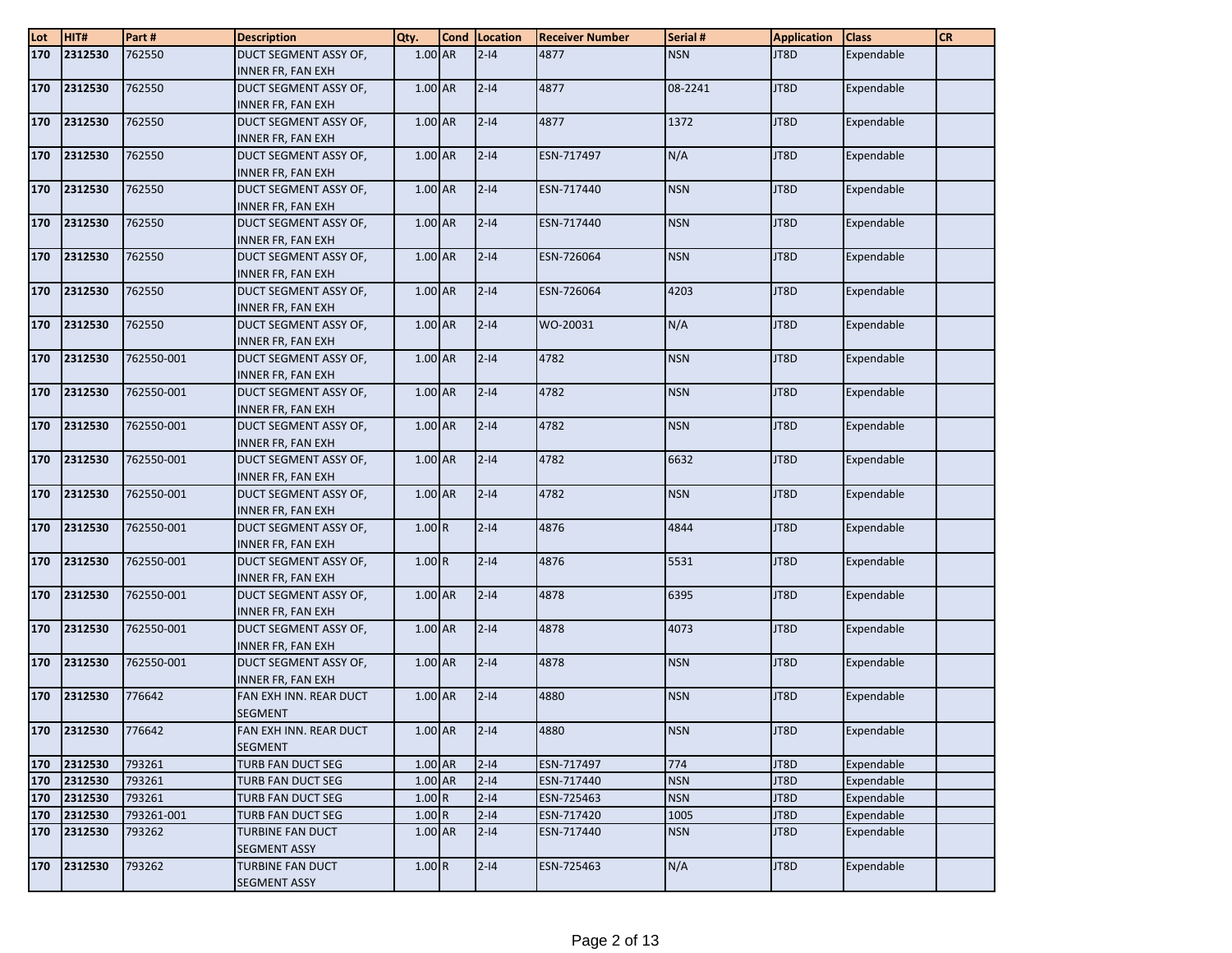| Lot | HIT# | Part # | Description | Qty. | Cond | Location | Receiver Number | Serial # | Application | Class | CR |
|---|---|---|---|---|---|---|---|---|---|---|---|
| 170 | 2312530 | 762550 | DUCT SEGMENT ASSY OF, INNER FR, FAN EXH | 1.00 | AR | 2-I4 | 4877 | NSN | JT8D | Expendable | |
| 170 | 2312530 | 762550 | DUCT SEGMENT ASSY OF, INNER FR, FAN EXH | 1.00 | AR | 2-I4 | 4877 | 08-2241 | JT8D | Expendable | |
| 170 | 2312530 | 762550 | DUCT SEGMENT ASSY OF, INNER FR, FAN EXH | 1.00 | AR | 2-I4 | 4877 | 1372 | JT8D | Expendable | |
| 170 | 2312530 | 762550 | DUCT SEGMENT ASSY OF, INNER FR, FAN EXH | 1.00 | AR | 2-I4 | ESN-717497 | N/A | JT8D | Expendable | |
| 170 | 2312530 | 762550 | DUCT SEGMENT ASSY OF, INNER FR, FAN EXH | 1.00 | AR | 2-I4 | ESN-717440 | NSN | JT8D | Expendable | |
| 170 | 2312530 | 762550 | DUCT SEGMENT ASSY OF, INNER FR, FAN EXH | 1.00 | AR | 2-I4 | ESN-717440 | NSN | JT8D | Expendable | |
| 170 | 2312530 | 762550 | DUCT SEGMENT ASSY OF, INNER FR, FAN EXH | 1.00 | AR | 2-I4 | ESN-726064 | NSN | JT8D | Expendable | |
| 170 | 2312530 | 762550 | DUCT SEGMENT ASSY OF, INNER FR, FAN EXH | 1.00 | AR | 2-I4 | ESN-726064 | 4203 | JT8D | Expendable | |
| 170 | 2312530 | 762550 | DUCT SEGMENT ASSY OF, INNER FR, FAN EXH | 1.00 | AR | 2-I4 | WO-20031 | N/A | JT8D | Expendable | |
| 170 | 2312530 | 762550-001 | DUCT SEGMENT ASSY OF, INNER FR, FAN EXH | 1.00 | AR | 2-I4 | 4782 | NSN | JT8D | Expendable | |
| 170 | 2312530 | 762550-001 | DUCT SEGMENT ASSY OF, INNER FR, FAN EXH | 1.00 | AR | 2-I4 | 4782 | NSN | JT8D | Expendable | |
| 170 | 2312530 | 762550-001 | DUCT SEGMENT ASSY OF, INNER FR, FAN EXH | 1.00 | AR | 2-I4 | 4782 | NSN | JT8D | Expendable | |
| 170 | 2312530 | 762550-001 | DUCT SEGMENT ASSY OF, INNER FR, FAN EXH | 1.00 | AR | 2-I4 | 4782 | 6632 | JT8D | Expendable | |
| 170 | 2312530 | 762550-001 | DUCT SEGMENT ASSY OF, INNER FR, FAN EXH | 1.00 | AR | 2-I4 | 4782 | NSN | JT8D | Expendable | |
| 170 | 2312530 | 762550-001 | DUCT SEGMENT ASSY OF, INNER FR, FAN EXH | 1.00 | R | 2-I4 | 4876 | 4844 | JT8D | Expendable | |
| 170 | 2312530 | 762550-001 | DUCT SEGMENT ASSY OF, INNER FR, FAN EXH | 1.00 | R | 2-I4 | 4876 | 5531 | JT8D | Expendable | |
| 170 | 2312530 | 762550-001 | DUCT SEGMENT ASSY OF, INNER FR, FAN EXH | 1.00 | AR | 2-I4 | 4878 | 6395 | JT8D | Expendable | |
| 170 | 2312530 | 762550-001 | DUCT SEGMENT ASSY OF, INNER FR, FAN EXH | 1.00 | AR | 2-I4 | 4878 | 4073 | JT8D | Expendable | |
| 170 | 2312530 | 762550-001 | DUCT SEGMENT ASSY OF, INNER FR, FAN EXH | 1.00 | AR | 2-I4 | 4878 | NSN | JT8D | Expendable | |
| 170 | 2312530 | 776642 | FAN EXH INN. REAR DUCT SEGMENT | 1.00 | AR | 2-I4 | 4880 | NSN | JT8D | Expendable | |
| 170 | 2312530 | 776642 | FAN EXH INN. REAR DUCT SEGMENT | 1.00 | AR | 2-I4 | 4880 | NSN | JT8D | Expendable | |
| 170 | 2312530 | 793261 | TURB FAN DUCT SEG | 1.00 | AR | 2-I4 | ESN-717497 | 774 | JT8D | Expendable | |
| 170 | 2312530 | 793261 | TURB FAN DUCT SEG | 1.00 | AR | 2-I4 | ESN-717440 | NSN | JT8D | Expendable | |
| 170 | 2312530 | 793261 | TURB FAN DUCT SEG | 1.00 | R | 2-I4 | ESN-725463 | NSN | JT8D | Expendable | |
| 170 | 2312530 | 793261-001 | TURB FAN DUCT SEG | 1.00 | R | 2-I4 | ESN-717420 | 1005 | JT8D | Expendable | |
| 170 | 2312530 | 793262 | TURBINE FAN DUCT SEGMENT ASSY | 1.00 | AR | 2-I4 | ESN-717440 | NSN | JT8D | Expendable | |
| 170 | 2312530 | 793262 | TURBINE FAN DUCT SEGMENT ASSY | 1.00 | R | 2-I4 | ESN-725463 | N/A | JT8D | Expendable | |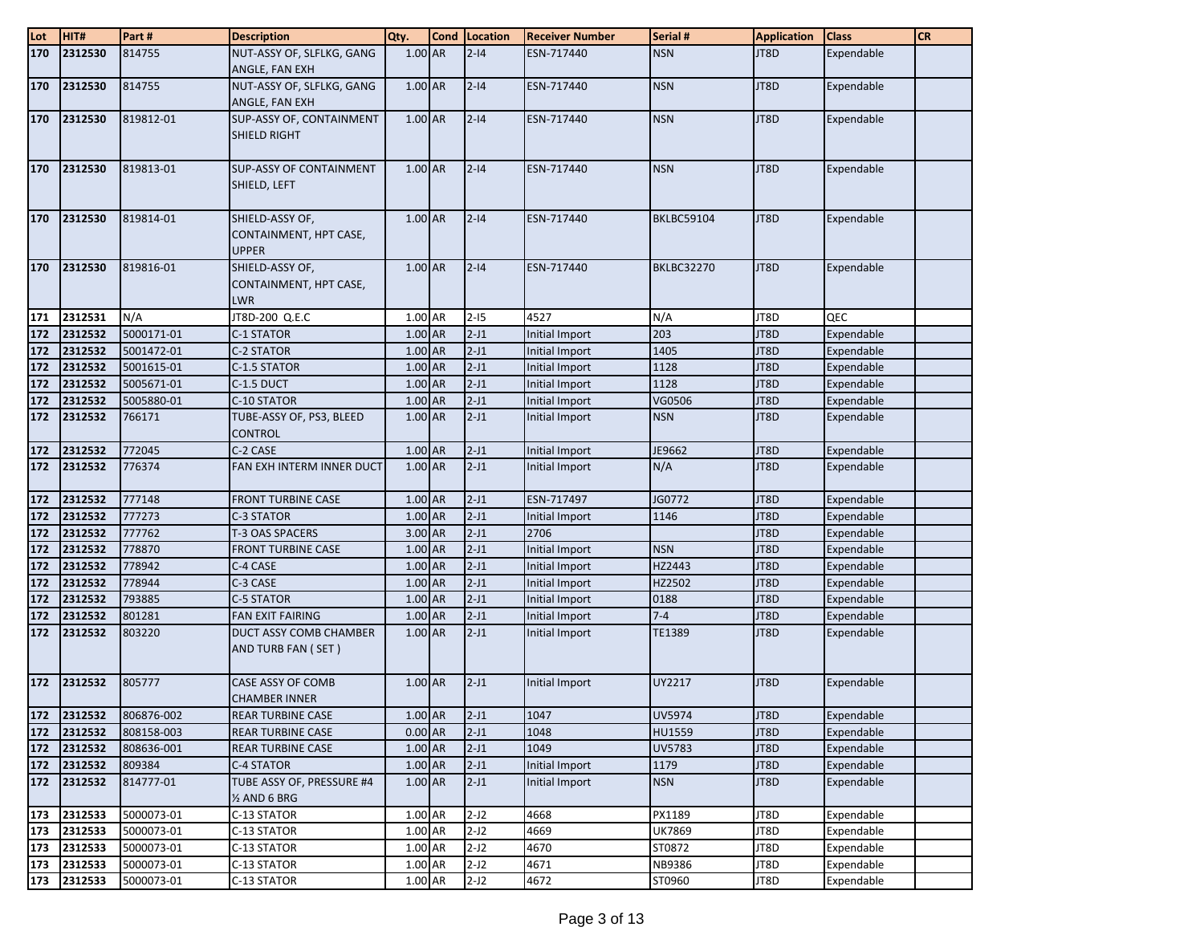| Lot | HIT# | Part # | Description | Qty. | Cond | Location | Receiver Number | Serial # | Application | Class | CR |
|---|---|---|---|---|---|---|---|---|---|---|---|
| 170 | 2312530 | 814755 | NUT-ASSY OF, SLFLKG, GANG ANGLE, FAN EXH | 1.00 | AR | 2-I4 | ESN-717440 | NSN | JT8D | Expendable | |
| 170 | 2312530 | 814755 | NUT-ASSY OF, SLFLKG, GANG ANGLE, FAN EXH | 1.00 | AR | 2-I4 | ESN-717440 | NSN | JT8D | Expendable | |
| 170 | 2312530 | 819812-01 | SUP-ASSY OF, CONTAINMENT SHIELD RIGHT | 1.00 | AR | 2-I4 | ESN-717440 | NSN | JT8D | Expendable | |
| 170 | 2312530 | 819813-01 | SUP-ASSY OF CONTAINMENT SHIELD, LEFT | 1.00 | AR | 2-I4 | ESN-717440 | NSN | JT8D | Expendable | |
| 170 | 2312530 | 819814-01 | SHIELD-ASSY OF, CONTAINMENT, HPT CASE, UPPER | 1.00 | AR | 2-I4 | ESN-717440 | BKLBC59104 | JT8D | Expendable | |
| 170 | 2312530 | 819816-01 | SHIELD-ASSY OF, CONTAINMENT, HPT CASE, LWR | 1.00 | AR | 2-I4 | ESN-717440 | BKLBC32270 | JT8D | Expendable | |
| 171 | 2312531 | N/A | JT8D-200 Q.E.C | 1.00 | AR | 2-I5 | 4527 | N/A | JT8D | QEC | |
| 172 | 2312532 | 5000171-01 | C-1 STATOR | 1.00 | AR | 2-J1 | Initial Import | 203 | JT8D | Expendable | |
| 172 | 2312532 | 5001472-01 | C-2 STATOR | 1.00 | AR | 2-J1 | Initial Import | 1405 | JT8D | Expendable | |
| 172 | 2312532 | 5001615-01 | C-1.5 STATOR | 1.00 | AR | 2-J1 | Initial Import | 1128 | JT8D | Expendable | |
| 172 | 2312532 | 5005671-01 | C-1.5 DUCT | 1.00 | AR | 2-J1 | Initial Import | 1128 | JT8D | Expendable | |
| 172 | 2312532 | 5005880-01 | C-10 STATOR | 1.00 | AR | 2-J1 | Initial Import | VG0506 | JT8D | Expendable | |
| 172 | 2312532 | 766171 | TUBE-ASSY OF, PS3, BLEED CONTROL | 1.00 | AR | 2-J1 | Initial Import | NSN | JT8D | Expendable | |
| 172 | 2312532 | 772045 | C-2 CASE | 1.00 | AR | 2-J1 | Initial Import | JE9662 | JT8D | Expendable | |
| 172 | 2312532 | 776374 | FAN EXH INTERM INNER DUCT | 1.00 | AR | 2-J1 | Initial Import | N/A | JT8D | Expendable | |
| 172 | 2312532 | 777148 | FRONT TURBINE CASE | 1.00 | AR | 2-J1 | ESN-717497 | JG0772 | JT8D | Expendable | |
| 172 | 2312532 | 777273 | C-3 STATOR | 1.00 | AR | 2-J1 | Initial Import | 1146 | JT8D | Expendable | |
| 172 | 2312532 | 777762 | T-3 OAS SPACERS | 3.00 | AR | 2-J1 | 2706 | | JT8D | Expendable | |
| 172 | 2312532 | 778870 | FRONT TURBINE CASE | 1.00 | AR | 2-J1 | Initial Import | NSN | JT8D | Expendable | |
| 172 | 2312532 | 778942 | C-4 CASE | 1.00 | AR | 2-J1 | Initial Import | HZ2443 | JT8D | Expendable | |
| 172 | 2312532 | 778944 | C-3 CASE | 1.00 | AR | 2-J1 | Initial Import | HZ2502 | JT8D | Expendable | |
| 172 | 2312532 | 793885 | C-5 STATOR | 1.00 | AR | 2-J1 | Initial Import | 0188 | JT8D | Expendable | |
| 172 | 2312532 | 801281 | FAN EXIT FAIRING | 1.00 | AR | 2-J1 | Initial Import | 7-4 | JT8D | Expendable | |
| 172 | 2312532 | 803220 | DUCT ASSY COMB CHAMBER AND TURB FAN ( SET ) | 1.00 | AR | 2-J1 | Initial Import | TE1389 | JT8D | Expendable | |
| 172 | 2312532 | 805777 | CASE ASSY OF COMB CHAMBER INNER | 1.00 | AR | 2-J1 | Initial Import | UY2217 | JT8D | Expendable | |
| 172 | 2312532 | 806876-002 | REAR TURBINE CASE | 1.00 | AR | 2-J1 | 1047 | UV5974 | JT8D | Expendable | |
| 172 | 2312532 | 808158-003 | REAR TURBINE CASE | 0.00 | AR | 2-J1 | 1048 | HU1559 | JT8D | Expendable | |
| 172 | 2312532 | 808636-001 | REAR TURBINE CASE | 1.00 | AR | 2-J1 | 1049 | UV5783 | JT8D | Expendable | |
| 172 | 2312532 | 809384 | C-4 STATOR | 1.00 | AR | 2-J1 | Initial Import | 1179 | JT8D | Expendable | |
| 172 | 2312532 | 814777-01 | TUBE ASSY OF, PRESSURE #4 ½ AND 6 BRG | 1.00 | AR | 2-J1 | Initial Import | NSN | JT8D | Expendable | |
| 173 | 2312533 | 5000073-01 | C-13 STATOR | 1.00 | AR | 2-J2 | 4668 | PX1189 | JT8D | Expendable | |
| 173 | 2312533 | 5000073-01 | C-13 STATOR | 1.00 | AR | 2-J2 | 4669 | UK7869 | JT8D | Expendable | |
| 173 | 2312533 | 5000073-01 | C-13 STATOR | 1.00 | AR | 2-J2 | 4670 | ST0872 | JT8D | Expendable | |
| 173 | 2312533 | 5000073-01 | C-13 STATOR | 1.00 | AR | 2-J2 | 4671 | NB9386 | JT8D | Expendable | |
| 173 | 2312533 | 5000073-01 | C-13 STATOR | 1.00 | AR | 2-J2 | 4672 | ST0960 | JT8D | Expendable | |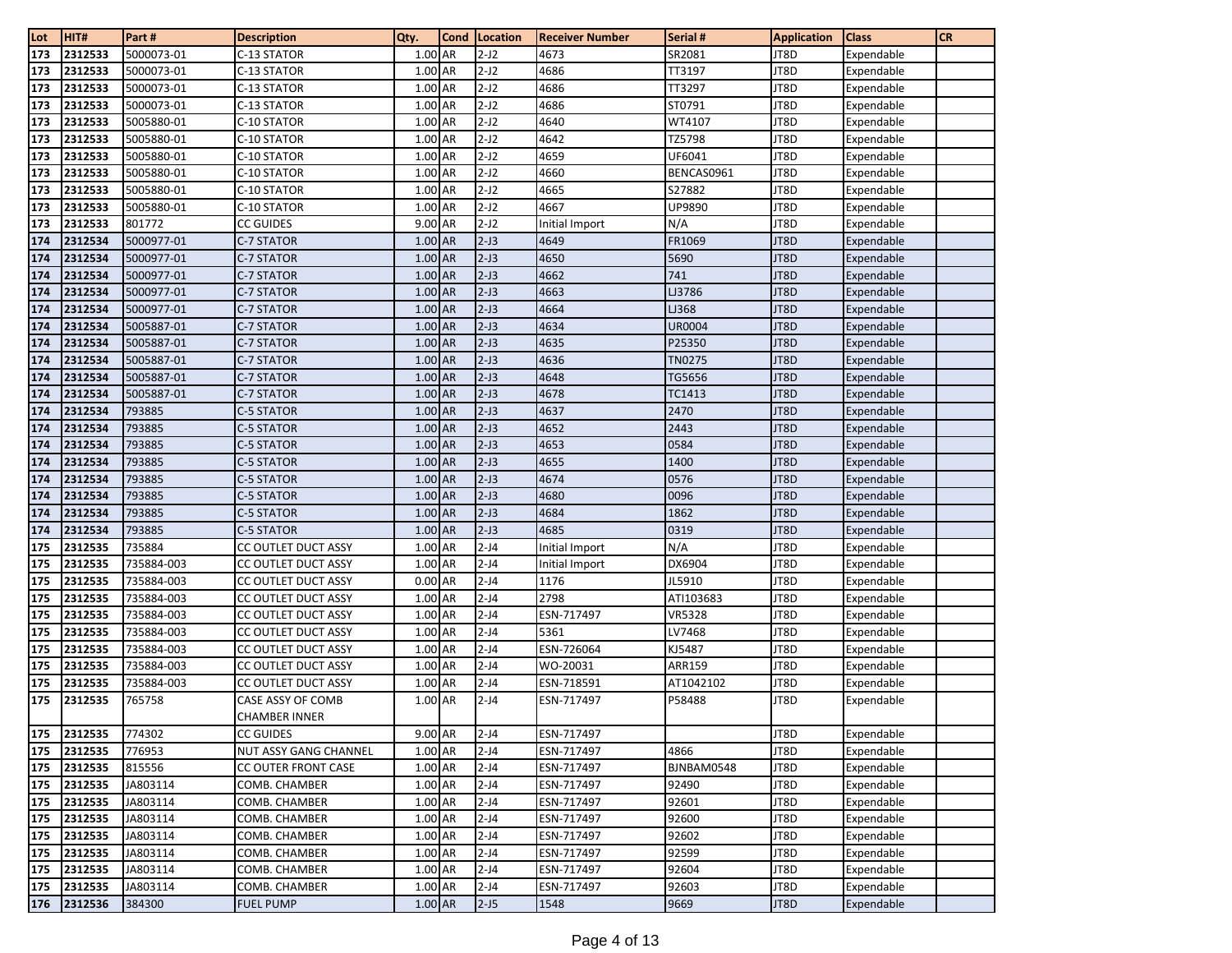| Lot | HIT# | Part # | Description | Qty. | Cond | Location | Receiver Number | Serial # | Application | Class | CR |
|---|---|---|---|---|---|---|---|---|---|---|---|
| 173 | 2312533 | 5000073-01 | C-13 STATOR | 1.00 | AR | 2-J2 | 4673 | SR2081 | JT8D | Expendable | |
| 173 | 2312533 | 5000073-01 | C-13 STATOR | 1.00 | AR | 2-J2 | 4686 | TT3197 | JT8D | Expendable | |
| 173 | 2312533 | 5000073-01 | C-13 STATOR | 1.00 | AR | 2-J2 | 4686 | TT3297 | JT8D | Expendable | |
| 173 | 2312533 | 5000073-01 | C-13 STATOR | 1.00 | AR | 2-J2 | 4686 | ST0791 | JT8D | Expendable | |
| 173 | 2312533 | 5005880-01 | C-10 STATOR | 1.00 | AR | 2-J2 | 4640 | WT4107 | JT8D | Expendable | |
| 173 | 2312533 | 5005880-01 | C-10 STATOR | 1.00 | AR | 2-J2 | 4642 | TZ5798 | JT8D | Expendable | |
| 173 | 2312533 | 5005880-01 | C-10 STATOR | 1.00 | AR | 2-J2 | 4659 | UF6041 | JT8D | Expendable | |
| 173 | 2312533 | 5005880-01 | C-10 STATOR | 1.00 | AR | 2-J2 | 4660 | BENCAS0961 | JT8D | Expendable | |
| 173 | 2312533 | 5005880-01 | C-10 STATOR | 1.00 | AR | 2-J2 | 4665 | S27882 | JT8D | Expendable | |
| 173 | 2312533 | 5005880-01 | C-10 STATOR | 1.00 | AR | 2-J2 | 4667 | UP9890 | JT8D | Expendable | |
| 173 | 2312533 | 801772 | CC GUIDES | 9.00 | AR | 2-J2 | Initial Import | N/A | JT8D | Expendable | |
| 174 | 2312534 | 5000977-01 | C-7 STATOR | 1.00 | AR | 2-J3 | 4649 | FR1069 | JT8D | Expendable | |
| 174 | 2312534 | 5000977-01 | C-7 STATOR | 1.00 | AR | 2-J3 | 4650 | 5690 | JT8D | Expendable | |
| 174 | 2312534 | 5000977-01 | C-7 STATOR | 1.00 | AR | 2-J3 | 4662 | 741 | JT8D | Expendable | |
| 174 | 2312534 | 5000977-01 | C-7 STATOR | 1.00 | AR | 2-J3 | 4663 | LJ3786 | JT8D | Expendable | |
| 174 | 2312534 | 5000977-01 | C-7 STATOR | 1.00 | AR | 2-J3 | 4664 | LJ368 | JT8D | Expendable | |
| 174 | 2312534 | 5005887-01 | C-7 STATOR | 1.00 | AR | 2-J3 | 4634 | UR0004 | JT8D | Expendable | |
| 174 | 2312534 | 5005887-01 | C-7 STATOR | 1.00 | AR | 2-J3 | 4635 | P25350 | JT8D | Expendable | |
| 174 | 2312534 | 5005887-01 | C-7 STATOR | 1.00 | AR | 2-J3 | 4636 | TN0275 | JT8D | Expendable | |
| 174 | 2312534 | 5005887-01 | C-7 STATOR | 1.00 | AR | 2-J3 | 4648 | TG5656 | JT8D | Expendable | |
| 174 | 2312534 | 5005887-01 | C-7 STATOR | 1.00 | AR | 2-J3 | 4678 | TC1413 | JT8D | Expendable | |
| 174 | 2312534 | 793885 | C-5 STATOR | 1.00 | AR | 2-J3 | 4637 | 2470 | JT8D | Expendable | |
| 174 | 2312534 | 793885 | C-5 STATOR | 1.00 | AR | 2-J3 | 4652 | 2443 | JT8D | Expendable | |
| 174 | 2312534 | 793885 | C-5 STATOR | 1.00 | AR | 2-J3 | 4653 | 0584 | JT8D | Expendable | |
| 174 | 2312534 | 793885 | C-5 STATOR | 1.00 | AR | 2-J3 | 4655 | 1400 | JT8D | Expendable | |
| 174 | 2312534 | 793885 | C-5 STATOR | 1.00 | AR | 2-J3 | 4674 | 0576 | JT8D | Expendable | |
| 174 | 2312534 | 793885 | C-5 STATOR | 1.00 | AR | 2-J3 | 4680 | 0096 | JT8D | Expendable | |
| 174 | 2312534 | 793885 | C-5 STATOR | 1.00 | AR | 2-J3 | 4684 | 1862 | JT8D | Expendable | |
| 174 | 2312534 | 793885 | C-5 STATOR | 1.00 | AR | 2-J3 | 4685 | 0319 | JT8D | Expendable | |
| 175 | 2312535 | 735884 | CC OUTLET DUCT ASSY | 1.00 | AR | 2-J4 | Initial Import | N/A | JT8D | Expendable | |
| 175 | 2312535 | 735884-003 | CC OUTLET DUCT ASSY | 1.00 | AR | 2-J4 | Initial Import | DX6904 | JT8D | Expendable | |
| 175 | 2312535 | 735884-003 | CC OUTLET DUCT ASSY | 0.00 | AR | 2-J4 | 1176 | JL5910 | JT8D | Expendable | |
| 175 | 2312535 | 735884-003 | CC OUTLET DUCT ASSY | 1.00 | AR | 2-J4 | 2798 | ATI103683 | JT8D | Expendable | |
| 175 | 2312535 | 735884-003 | CC OUTLET DUCT ASSY | 1.00 | AR | 2-J4 | ESN-717497 | VR5328 | JT8D | Expendable | |
| 175 | 2312535 | 735884-003 | CC OUTLET DUCT ASSY | 1.00 | AR | 2-J4 | 5361 | LV7468 | JT8D | Expendable | |
| 175 | 2312535 | 735884-003 | CC OUTLET DUCT ASSY | 1.00 | AR | 2-J4 | ESN-726064 | KJ5487 | JT8D | Expendable | |
| 175 | 2312535 | 735884-003 | CC OUTLET DUCT ASSY | 1.00 | AR | 2-J4 | WO-20031 | ARR159 | JT8D | Expendable | |
| 175 | 2312535 | 735884-003 | CC OUTLET DUCT ASSY | 1.00 | AR | 2-J4 | ESN-718591 | AT1042102 | JT8D | Expendable | |
| 175 | 2312535 | 765758 | CASE ASSY OF COMB CHAMBER INNER | 1.00 | AR | 2-J4 | ESN-717497 | P58488 | JT8D | Expendable | |
| 175 | 2312535 | 774302 | CC GUIDES | 9.00 | AR | 2-J4 | ESN-717497 | | JT8D | Expendable | |
| 175 | 2312535 | 776953 | NUT ASSY GANG CHANNEL | 1.00 | AR | 2-J4 | ESN-717497 | 4866 | JT8D | Expendable | |
| 175 | 2312535 | 815556 | CC OUTER FRONT CASE | 1.00 | AR | 2-J4 | ESN-717497 | BJNBAM0548 | JT8D | Expendable | |
| 175 | 2312535 | JA803114 | COMB. CHAMBER | 1.00 | AR | 2-J4 | ESN-717497 | 92490 | JT8D | Expendable | |
| 175 | 2312535 | JA803114 | COMB. CHAMBER | 1.00 | AR | 2-J4 | ESN-717497 | 92601 | JT8D | Expendable | |
| 175 | 2312535 | JA803114 | COMB. CHAMBER | 1.00 | AR | 2-J4 | ESN-717497 | 92600 | JT8D | Expendable | |
| 175 | 2312535 | JA803114 | COMB. CHAMBER | 1.00 | AR | 2-J4 | ESN-717497 | 92602 | JT8D | Expendable | |
| 175 | 2312535 | JA803114 | COMB. CHAMBER | 1.00 | AR | 2-J4 | ESN-717497 | 92599 | JT8D | Expendable | |
| 175 | 2312535 | JA803114 | COMB. CHAMBER | 1.00 | AR | 2-J4 | ESN-717497 | 92604 | JT8D | Expendable | |
| 175 | 2312535 | JA803114 | COMB. CHAMBER | 1.00 | AR | 2-J4 | ESN-717497 | 92603 | JT8D | Expendable | |
| 176 | 2312536 | 384300 | FUEL PUMP | 1.00 | AR | 2-J5 | 1548 | 9669 | JT8D | Expendable | |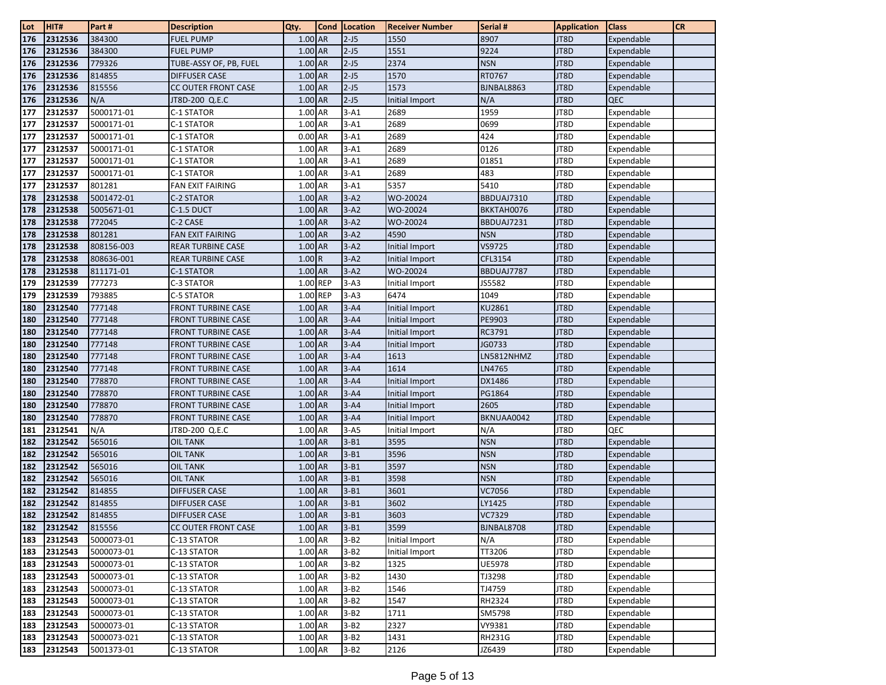| Lot | HIT# | Part # | Description | Qty. | Cond | Location | Receiver Number | Serial # | Application | Class | CR |
|---|---|---|---|---|---|---|---|---|---|---|---|
| 176 | 2312536 | 384300 | FUEL PUMP | 1.00 | AR | 2-J5 | 1550 | 8907 | JT8D | Expendable | |
| 176 | 2312536 | 384300 | FUEL PUMP | 1.00 | AR | 2-J5 | 1551 | 9224 | JT8D | Expendable | |
| 176 | 2312536 | 779326 | TUBE-ASSY OF, PB, FUEL | 1.00 | AR | 2-J5 | 2374 | NSN | JT8D | Expendable | |
| 176 | 2312536 | 814855 | DIFFUSER CASE | 1.00 | AR | 2-J5 | 1570 | RT0767 | JT8D | Expendable | |
| 176 | 2312536 | 815556 | CC OUTER FRONT CASE | 1.00 | AR | 2-J5 | 1573 | BJNBAL8863 | JT8D | Expendable | |
| 176 | 2312536 | N/A | JT8D-200 Q.E.C | 1.00 | AR | 2-J5 | Initial Import | N/A | JT8D | QEC | |
| 177 | 2312537 | 5000171-01 | C-1 STATOR | 1.00 | AR | 3-A1 | 2689 | 1959 | JT8D | Expendable | |
| 177 | 2312537 | 5000171-01 | C-1 STATOR | 1.00 | AR | 3-A1 | 2689 | 0699 | JT8D | Expendable | |
| 177 | 2312537 | 5000171-01 | C-1 STATOR | 0.00 | AR | 3-A1 | 2689 | 424 | JT8D | Expendable | |
| 177 | 2312537 | 5000171-01 | C-1 STATOR | 1.00 | AR | 3-A1 | 2689 | 0126 | JT8D | Expendable | |
| 177 | 2312537 | 5000171-01 | C-1 STATOR | 1.00 | AR | 3-A1 | 2689 | 01851 | JT8D | Expendable | |
| 177 | 2312537 | 5000171-01 | C-1 STATOR | 1.00 | AR | 3-A1 | 2689 | 483 | JT8D | Expendable | |
| 177 | 2312537 | 801281 | FAN EXIT FAIRING | 1.00 | AR | 3-A1 | 5357 | 5410 | JT8D | Expendable | |
| 178 | 2312538 | 5001472-01 | C-2 STATOR | 1.00 | AR | 3-A2 | WO-20024 | BBDUAJ7310 | JT8D | Expendable | |
| 178 | 2312538 | 5005671-01 | C-1.5 DUCT | 1.00 | AR | 3-A2 | WO-20024 | BKKTAH0076 | JT8D | Expendable | |
| 178 | 2312538 | 772045 | C-2 CASE | 1.00 | AR | 3-A2 | WO-20024 | BBDUAJ7231 | JT8D | Expendable | |
| 178 | 2312538 | 801281 | FAN EXIT FAIRING | 1.00 | AR | 3-A2 | 4590 | NSN | JT8D | Expendable | |
| 178 | 2312538 | 808156-003 | REAR TURBINE CASE | 1.00 | AR | 3-A2 | Initial Import | VS9725 | JT8D | Expendable | |
| 178 | 2312538 | 808636-001 | REAR TURBINE CASE | 1.00 | R | 3-A2 | Initial Import | CFL3154 | JT8D | Expendable | |
| 178 | 2312538 | 811171-01 | C-1 STATOR | 1.00 | AR | 3-A2 | WO-20024 | BBDUAJ7787 | JT8D | Expendable | |
| 179 | 2312539 | 777273 | C-3 STATOR | 1.00 | REP | 3-A3 | Initial Import | JS5582 | JT8D | Expendable | |
| 179 | 2312539 | 793885 | C-5 STATOR | 1.00 | REP | 3-A3 | 6474 | 1049 | JT8D | Expendable | |
| 180 | 2312540 | 777148 | FRONT TURBINE CASE | 1.00 | AR | 3-A4 | Initial Import | KU2861 | JT8D | Expendable | |
| 180 | 2312540 | 777148 | FRONT TURBINE CASE | 1.00 | AR | 3-A4 | Initial Import | PE9903 | JT8D | Expendable | |
| 180 | 2312540 | 777148 | FRONT TURBINE CASE | 1.00 | AR | 3-A4 | Initial Import | RC3791 | JT8D | Expendable | |
| 180 | 2312540 | 777148 | FRONT TURBINE CASE | 1.00 | AR | 3-A4 | Initial Import | JG0733 | JT8D | Expendable | |
| 180 | 2312540 | 777148 | FRONT TURBINE CASE | 1.00 | AR | 3-A4 | 1613 | LN5812NHMZ | JT8D | Expendable | |
| 180 | 2312540 | 777148 | FRONT TURBINE CASE | 1.00 | AR | 3-A4 | 1614 | LN4765 | JT8D | Expendable | |
| 180 | 2312540 | 778870 | FRONT TURBINE CASE | 1.00 | AR | 3-A4 | Initial Import | DX1486 | JT8D | Expendable | |
| 180 | 2312540 | 778870 | FRONT TURBINE CASE | 1.00 | AR | 3-A4 | Initial Import | PG1864 | JT8D | Expendable | |
| 180 | 2312540 | 778870 | FRONT TURBINE CASE | 1.00 | AR | 3-A4 | Initial Import | 2605 | JT8D | Expendable | |
| 180 | 2312540 | 778870 | FRONT TURBINE CASE | 1.00 | AR | 3-A4 | Initial Import | BKNUAA0042 | JT8D | Expendable | |
| 181 | 2312541 | N/A | JT8D-200 Q.E.C | 1.00 | AR | 3-A5 | Initial Import | N/A | JT8D | QEC | |
| 182 | 2312542 | 565016 | OIL TANK | 1.00 | AR | 3-B1 | 3595 | NSN | JT8D | Expendable | |
| 182 | 2312542 | 565016 | OIL TANK | 1.00 | AR | 3-B1 | 3596 | NSN | JT8D | Expendable | |
| 182 | 2312542 | 565016 | OIL TANK | 1.00 | AR | 3-B1 | 3597 | NSN | JT8D | Expendable | |
| 182 | 2312542 | 565016 | OIL TANK | 1.00 | AR | 3-B1 | 3598 | NSN | JT8D | Expendable | |
| 182 | 2312542 | 814855 | DIFFUSER CASE | 1.00 | AR | 3-B1 | 3601 | VC7056 | JT8D | Expendable | |
| 182 | 2312542 | 814855 | DIFFUSER CASE | 1.00 | AR | 3-B1 | 3602 | LY1425 | JT8D | Expendable | |
| 182 | 2312542 | 814855 | DIFFUSER CASE | 1.00 | AR | 3-B1 | 3603 | VC7329 | JT8D | Expendable | |
| 182 | 2312542 | 815556 | CC OUTER FRONT CASE | 1.00 | AR | 3-B1 | 3599 | BJNBAL8708 | JT8D | Expendable | |
| 183 | 2312543 | 5000073-01 | C-13 STATOR | 1.00 | AR | 3-B2 | Initial Import | N/A | JT8D | Expendable | |
| 183 | 2312543 | 5000073-01 | C-13 STATOR | 1.00 | AR | 3-B2 | Initial Import | TT3206 | JT8D | Expendable | |
| 183 | 2312543 | 5000073-01 | C-13 STATOR | 1.00 | AR | 3-B2 | 1325 | UE5978 | JT8D | Expendable | |
| 183 | 2312543 | 5000073-01 | C-13 STATOR | 1.00 | AR | 3-B2 | 1430 | TJ3298 | JT8D | Expendable | |
| 183 | 2312543 | 5000073-01 | C-13 STATOR | 1.00 | AR | 3-B2 | 1546 | TJ4759 | JT8D | Expendable | |
| 183 | 2312543 | 5000073-01 | C-13 STATOR | 1.00 | AR | 3-B2 | 1547 | RH2324 | JT8D | Expendable | |
| 183 | 2312543 | 5000073-01 | C-13 STATOR | 1.00 | AR | 3-B2 | 1711 | SM5798 | JT8D | Expendable | |
| 183 | 2312543 | 5000073-01 | C-13 STATOR | 1.00 | AR | 3-B2 | 2327 | VY9381 | JT8D | Expendable | |
| 183 | 2312543 | 5000073-021 | C-13 STATOR | 1.00 | AR | 3-B2 | 1431 | RH231G | JT8D | Expendable | |
| 183 | 2312543 | 5001373-01 | C-13 STATOR | 1.00 | AR | 3-B2 | 2126 | JZ6439 | JT8D | Expendable | |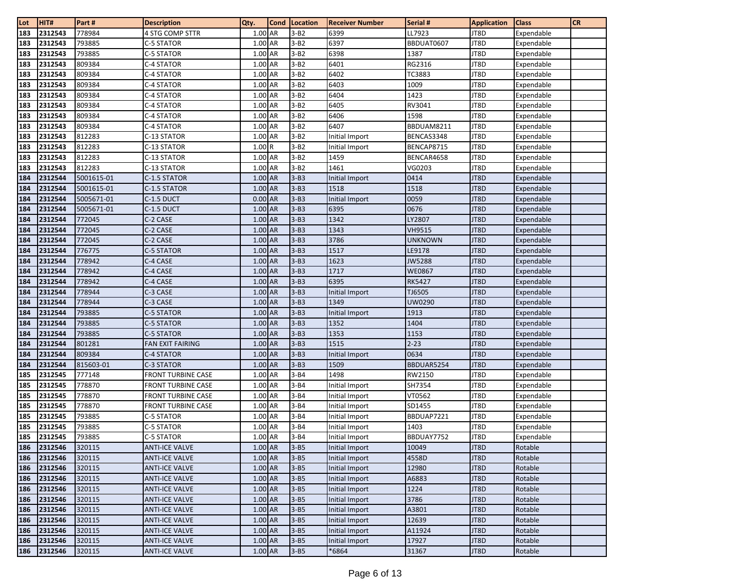| Lot | HIT# | Part # | Description | Qty. | Cond | Location | Receiver Number | Serial # | Application | Class | CR |
|---|---|---|---|---|---|---|---|---|---|---|---|
| 183 | 2312543 | 778984 | 4 STG COMP STTR | 1.00 | AR | 3-B2 | 6399 | LL7923 | JT8D | Expendable | |
| 183 | 2312543 | 793885 | C-5 STATOR | 1.00 | AR | 3-B2 | 6397 | BBDUAT0607 | JT8D | Expendable | |
| 183 | 2312543 | 793885 | C-5 STATOR | 1.00 | AR | 3-B2 | 6398 | 1387 | JT8D | Expendable | |
| 183 | 2312543 | 809384 | C-4 STATOR | 1.00 | AR | 3-B2 | 6401 | RG2316 | JT8D | Expendable | |
| 183 | 2312543 | 809384 | C-4 STATOR | 1.00 | AR | 3-B2 | 6402 | TC3883 | JT8D | Expendable | |
| 183 | 2312543 | 809384 | C-4 STATOR | 1.00 | AR | 3-B2 | 6403 | 1009 | JT8D | Expendable | |
| 183 | 2312543 | 809384 | C-4 STATOR | 1.00 | AR | 3-B2 | 6404 | 1423 | JT8D | Expendable | |
| 183 | 2312543 | 809384 | C-4 STATOR | 1.00 | AR | 3-B2 | 6405 | RV3041 | JT8D | Expendable | |
| 183 | 2312543 | 809384 | C-4 STATOR | 1.00 | AR | 3-B2 | 6406 | 1598 | JT8D | Expendable | |
| 183 | 2312543 | 809384 | C-4 STATOR | 1.00 | AR | 3-B2 | 6407 | BBDUAM8211 | JT8D | Expendable | |
| 183 | 2312543 | 812283 | C-13 STATOR | 1.00 | AR | 3-B2 | Initial Import | BENCAS3348 | JT8D | Expendable | |
| 183 | 2312543 | 812283 | C-13 STATOR | 1.00 | R | 3-B2 | Initial Import | BENCAP8715 | JT8D | Expendable | |
| 183 | 2312543 | 812283 | C-13 STATOR | 1.00 | AR | 3-B2 | 1459 | BENCAR4658 | JT8D | Expendable | |
| 183 | 2312543 | 812283 | C-13 STATOR | 1.00 | AR | 3-B2 | 1461 | VG0203 | JT8D | Expendable | |
| 184 | 2312544 | 5001615-01 | C-1.5 STATOR | 1.00 | AR | 3-B3 | Initial Import | 0414 | JT8D | Expendable | |
| 184 | 2312544 | 5001615-01 | C-1.5 STATOR | 1.00 | AR | 3-B3 | 1518 | 1518 | JT8D | Expendable | |
| 184 | 2312544 | 5005671-01 | C-1.5 DUCT | 0.00 | AR | 3-B3 | Initial Import | 0059 | JT8D | Expendable | |
| 184 | 2312544 | 5005671-01 | C-1.5 DUCT | 1.00 | AR | 3-B3 | 6395 | 0676 | JT8D | Expendable | |
| 184 | 2312544 | 772045 | C-2 CASE | 1.00 | AR | 3-B3 | 1342 | LY2807 | JT8D | Expendable | |
| 184 | 2312544 | 772045 | C-2 CASE | 1.00 | AR | 3-B3 | 1343 | VH9515 | JT8D | Expendable | |
| 184 | 2312544 | 772045 | C-2 CASE | 1.00 | AR | 3-B3 | 3786 | UNKNOWN | JT8D | Expendable | |
| 184 | 2312544 | 776775 | C-5 STATOR | 1.00 | AR | 3-B3 | 1517 | LE9178 | JT8D | Expendable | |
| 184 | 2312544 | 778942 | C-4 CASE | 1.00 | AR | 3-B3 | 1623 | JW5288 | JT8D | Expendable | |
| 184 | 2312544 | 778942 | C-4 CASE | 1.00 | AR | 3-B3 | 1717 | WE0867 | JT8D | Expendable | |
| 184 | 2312544 | 778942 | C-4 CASE | 1.00 | AR | 3-B3 | 6395 | RK5427 | JT8D | Expendable | |
| 184 | 2312544 | 778944 | C-3 CASE | 1.00 | AR | 3-B3 | Initial Import | TJ6505 | JT8D | Expendable | |
| 184 | 2312544 | 778944 | C-3 CASE | 1.00 | AR | 3-B3 | 1349 | UW0290 | JT8D | Expendable | |
| 184 | 2312544 | 793885 | C-5 STATOR | 1.00 | AR | 3-B3 | Initial Import | 1913 | JT8D | Expendable | |
| 184 | 2312544 | 793885 | C-5 STATOR | 1.00 | AR | 3-B3 | 1352 | 1404 | JT8D | Expendable | |
| 184 | 2312544 | 793885 | C-5 STATOR | 1.00 | AR | 3-B3 | 1353 | 1153 | JT8D | Expendable | |
| 184 | 2312544 | 801281 | FAN EXIT FAIRING | 1.00 | AR | 3-B3 | 1515 | 2-23 | JT8D | Expendable | |
| 184 | 2312544 | 809384 | C-4 STATOR | 1.00 | AR | 3-B3 | Initial Import | 0634 | JT8D | Expendable | |
| 184 | 2312544 | 815603-01 | C-3 STATOR | 1.00 | AR | 3-B3 | 1509 | BBDUAR5254 | JT8D | Expendable | |
| 185 | 2312545 | 777148 | FRONT TURBINE CASE | 1.00 | AR | 3-B4 | 1498 | RW2150 | JT8D | Expendable | |
| 185 | 2312545 | 778870 | FRONT TURBINE CASE | 1.00 | AR | 3-B4 | Initial Import | SH7354 | JT8D | Expendable | |
| 185 | 2312545 | 778870 | FRONT TURBINE CASE | 1.00 | AR | 3-B4 | Initial Import | VT0562 | JT8D | Expendable | |
| 185 | 2312545 | 778870 | FRONT TURBINE CASE | 1.00 | AR | 3-B4 | Initial Import | SD1455 | JT8D | Expendable | |
| 185 | 2312545 | 793885 | C-5 STATOR | 1.00 | AR | 3-B4 | Initial Import | BBDUAP7221 | JT8D | Expendable | |
| 185 | 2312545 | 793885 | C-5 STATOR | 1.00 | AR | 3-B4 | Initial Import | 1403 | JT8D | Expendable | |
| 185 | 2312545 | 793885 | C-5 STATOR | 1.00 | AR | 3-B4 | Initial Import | BBDUAY7752 | JT8D | Expendable | |
| 186 | 2312546 | 320115 | ANTI-ICE VALVE | 1.00 | AR | 3-B5 | Initial Import | 10049 | JT8D | Rotable | |
| 186 | 2312546 | 320115 | ANTI-ICE VALVE | 1.00 | AR | 3-B5 | Initial Import | 4558D | JT8D | Rotable | |
| 186 | 2312546 | 320115 | ANTI-ICE VALVE | 1.00 | AR | 3-B5 | Initial Import | 12980 | JT8D | Rotable | |
| 186 | 2312546 | 320115 | ANTI-ICE VALVE | 1.00 | AR | 3-B5 | Initial Import | A6883 | JT8D | Rotable | |
| 186 | 2312546 | 320115 | ANTI-ICE VALVE | 1.00 | AR | 3-B5 | Initial Import | 1224 | JT8D | Rotable | |
| 186 | 2312546 | 320115 | ANTI-ICE VALVE | 1.00 | AR | 3-B5 | Initial Import | 3786 | JT8D | Rotable | |
| 186 | 2312546 | 320115 | ANTI-ICE VALVE | 1.00 | AR | 3-B5 | Initial Import | A3801 | JT8D | Rotable | |
| 186 | 2312546 | 320115 | ANTI-ICE VALVE | 1.00 | AR | 3-B5 | Initial Import | 12639 | JT8D | Rotable | |
| 186 | 2312546 | 320115 | ANTI-ICE VALVE | 1.00 | AR | 3-B5 | Initial Import | A11924 | JT8D | Rotable | |
| 186 | 2312546 | 320115 | ANTI-ICE VALVE | 1.00 | AR | 3-B5 | Initial Import | 17927 | JT8D | Rotable | |
| 186 | 2312546 | 320115 | ANTI-ICE VALVE | 1.00 | AR | 3-B5 | *6864 | 31367 | JT8D | Rotable | |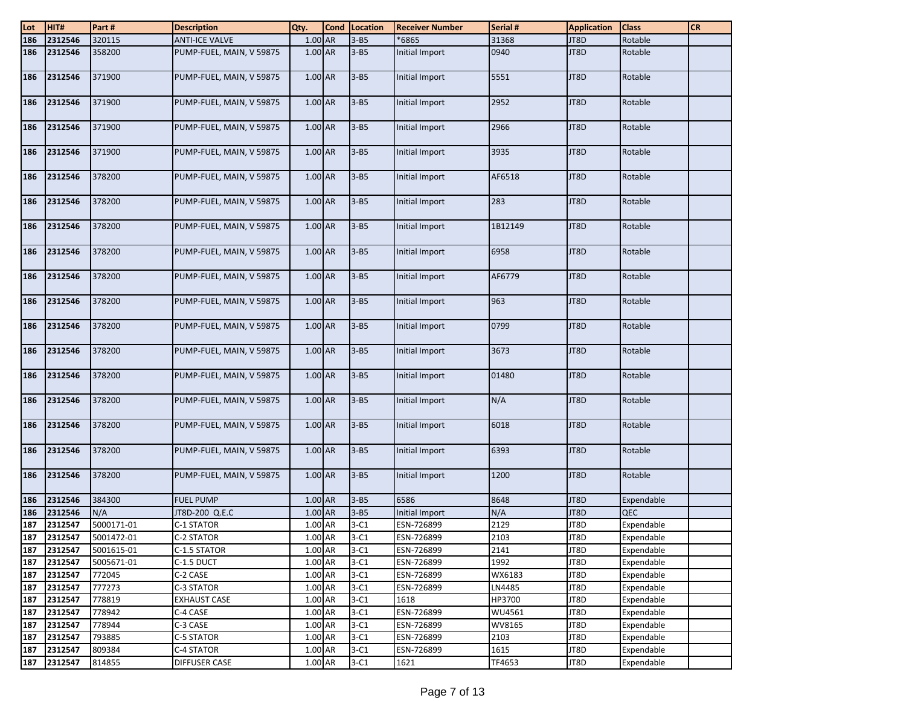| Lot | HIT# | Part # | Description | Qty. | Cond | Location | Receiver Number | Serial # | Application | Class | CR |
|---|---|---|---|---|---|---|---|---|---|---|---|
| 186 | 2312546 | 320115 | ANTI-ICE VALVE | 1.00 | AR | 3-B5 | *6865 | 31368 | JT8D | Rotable | |
| 186 | 2312546 | 358200 | PUMP-FUEL, MAIN, V 59875 | 1.00 | AR | 3-B5 | Initial Import | 0940 | JT8D | Rotable | |
| 186 | 2312546 | 371900 | PUMP-FUEL, MAIN, V 59875 | 1.00 | AR | 3-B5 | Initial Import | 5551 | JT8D | Rotable | |
| 186 | 2312546 | 371900 | PUMP-FUEL, MAIN, V 59875 | 1.00 | AR | 3-B5 | Initial Import | 2952 | JT8D | Rotable | |
| 186 | 2312546 | 371900 | PUMP-FUEL, MAIN, V 59875 | 1.00 | AR | 3-B5 | Initial Import | 2966 | JT8D | Rotable | |
| 186 | 2312546 | 371900 | PUMP-FUEL, MAIN, V 59875 | 1.00 | AR | 3-B5 | Initial Import | 3935 | JT8D | Rotable | |
| 186 | 2312546 | 378200 | PUMP-FUEL, MAIN, V 59875 | 1.00 | AR | 3-B5 | Initial Import | AF6518 | JT8D | Rotable | |
| 186 | 2312546 | 378200 | PUMP-FUEL, MAIN, V 59875 | 1.00 | AR | 3-B5 | Initial Import | 283 | JT8D | Rotable | |
| 186 | 2312546 | 378200 | PUMP-FUEL, MAIN, V 59875 | 1.00 | AR | 3-B5 | Initial Import | 1B12149 | JT8D | Rotable | |
| 186 | 2312546 | 378200 | PUMP-FUEL, MAIN, V 59875 | 1.00 | AR | 3-B5 | Initial Import | 6958 | JT8D | Rotable | |
| 186 | 2312546 | 378200 | PUMP-FUEL, MAIN, V 59875 | 1.00 | AR | 3-B5 | Initial Import | AF6779 | JT8D | Rotable | |
| 186 | 2312546 | 378200 | PUMP-FUEL, MAIN, V 59875 | 1.00 | AR | 3-B5 | Initial Import | 963 | JT8D | Rotable | |
| 186 | 2312546 | 378200 | PUMP-FUEL, MAIN, V 59875 | 1.00 | AR | 3-B5 | Initial Import | 0799 | JT8D | Rotable | |
| 186 | 2312546 | 378200 | PUMP-FUEL, MAIN, V 59875 | 1.00 | AR | 3-B5 | Initial Import | 3673 | JT8D | Rotable | |
| 186 | 2312546 | 378200 | PUMP-FUEL, MAIN, V 59875 | 1.00 | AR | 3-B5 | Initial Import | 01480 | JT8D | Rotable | |
| 186 | 2312546 | 378200 | PUMP-FUEL, MAIN, V 59875 | 1.00 | AR | 3-B5 | Initial Import | N/A | JT8D | Rotable | |
| 186 | 2312546 | 378200 | PUMP-FUEL, MAIN, V 59875 | 1.00 | AR | 3-B5 | Initial Import | 6018 | JT8D | Rotable | |
| 186 | 2312546 | 378200 | PUMP-FUEL, MAIN, V 59875 | 1.00 | AR | 3-B5 | Initial Import | 6393 | JT8D | Rotable | |
| 186 | 2312546 | 378200 | PUMP-FUEL, MAIN, V 59875 | 1.00 | AR | 3-B5 | Initial Import | 1200 | JT8D | Rotable | |
| 186 | 2312546 | 384300 | FUEL PUMP | 1.00 | AR | 3-B5 | 6586 | 8648 | JT8D | Expendable | |
| 186 | 2312546 | N/A | JT8D-200 Q.E.C | 1.00 | AR | 3-B5 | Initial Import | N/A | JT8D | QEC | |
| 187 | 2312547 | 5000171-01 | C-1 STATOR | 1.00 | AR | 3-C1 | ESN-726899 | 2129 | JT8D | Expendable | |
| 187 | 2312547 | 5001472-01 | C-2 STATOR | 1.00 | AR | 3-C1 | ESN-726899 | 2103 | JT8D | Expendable | |
| 187 | 2312547 | 5001615-01 | C-1.5 STATOR | 1.00 | AR | 3-C1 | ESN-726899 | 2141 | JT8D | Expendable | |
| 187 | 2312547 | 5005671-01 | C-1.5 DUCT | 1.00 | AR | 3-C1 | ESN-726899 | 1992 | JT8D | Expendable | |
| 187 | 2312547 | 772045 | C-2 CASE | 1.00 | AR | 3-C1 | ESN-726899 | WX6183 | JT8D | Expendable | |
| 187 | 2312547 | 777273 | C-3 STATOR | 1.00 | AR | 3-C1 | ESN-726899 | LN4485 | JT8D | Expendable | |
| 187 | 2312547 | 778819 | EXHAUST CASE | 1.00 | AR | 3-C1 | 1618 | HP3700 | JT8D | Expendable | |
| 187 | 2312547 | 778942 | C-4 CASE | 1.00 | AR | 3-C1 | ESN-726899 | WU4561 | JT8D | Expendable | |
| 187 | 2312547 | 778944 | C-3 CASE | 1.00 | AR | 3-C1 | ESN-726899 | WV8165 | JT8D | Expendable | |
| 187 | 2312547 | 793885 | C-5 STATOR | 1.00 | AR | 3-C1 | ESN-726899 | 2103 | JT8D | Expendable | |
| 187 | 2312547 | 809384 | C-4 STATOR | 1.00 | AR | 3-C1 | ESN-726899 | 1615 | JT8D | Expendable | |
| 187 | 2312547 | 814855 | DIFFUSER CASE | 1.00 | AR | 3-C1 | 1621 | TF4653 | JT8D | Expendable | |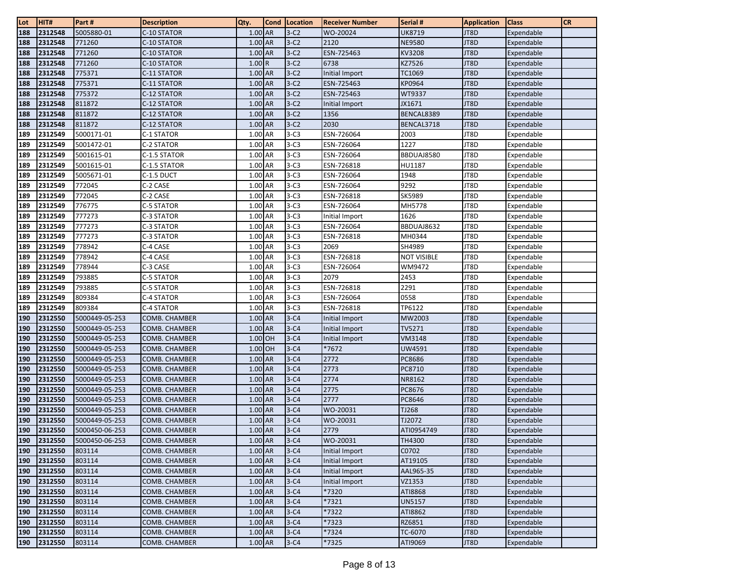| Lot | HIT# | Part # | Description | Qty. | Cond | Location | Receiver Number | Serial # | Application | Class | CR |
|---|---|---|---|---|---|---|---|---|---|---|---|
| 188 | 2312548 | 5005880-01 | C-10 STATOR | 1.00 | AR | 3-C2 | WO-20024 | UK8719 | JT8D | Expendable | |
| 188 | 2312548 | 771260 | C-10 STATOR | 1.00 | AR | 3-C2 | 2120 | NE9580 | JT8D | Expendable | |
| 188 | 2312548 | 771260 | C-10 STATOR | 1.00 | AR | 3-C2 | ESN-725463 | KV3208 | JT8D | Expendable | |
| 188 | 2312548 | 771260 | C-10 STATOR | 1.00 | R | 3-C2 | 6738 | KZ7526 | JT8D | Expendable | |
| 188 | 2312548 | 775371 | C-11 STATOR | 1.00 | AR | 3-C2 | Initial Import | TC1069 | JT8D | Expendable | |
| 188 | 2312548 | 775371 | C-11 STATOR | 1.00 | AR | 3-C2 | ESN-725463 | KP0964 | JT8D | Expendable | |
| 188 | 2312548 | 775372 | C-12 STATOR | 1.00 | AR | 3-C2 | ESN-725463 | WT9337 | JT8D | Expendable | |
| 188 | 2312548 | 811872 | C-12 STATOR | 1.00 | AR | 3-C2 | Initial Import | JX1671 | JT8D | Expendable | |
| 188 | 2312548 | 811872 | C-12 STATOR | 1.00 | AR | 3-C2 | 1356 | BENCAL8389 | JT8D | Expendable | |
| 188 | 2312548 | 811872 | C-12 STATOR | 1.00 | AR | 3-C2 | 2030 | BENCAL3718 | JT8D | Expendable | |
| 189 | 2312549 | 5000171-01 | C-1 STATOR | 1.00 | AR | 3-C3 | ESN-726064 | 2003 | JT8D | Expendable | |
| 189 | 2312549 | 5001472-01 | C-2 STATOR | 1.00 | AR | 3-C3 | ESN-726064 | 1227 | JT8D | Expendable | |
| 189 | 2312549 | 5001615-01 | C-1.5 STATOR | 1.00 | AR | 3-C3 | ESN-726064 | BBDUAJ8580 | JT8D | Expendable | |
| 189 | 2312549 | 5001615-01 | C-1.5 STATOR | 1.00 | AR | 3-C3 | ESN-726818 | HU1187 | JT8D | Expendable | |
| 189 | 2312549 | 5005671-01 | C-1.5 DUCT | 1.00 | AR | 3-C3 | ESN-726064 | 1948 | JT8D | Expendable | |
| 189 | 2312549 | 772045 | C-2 CASE | 1.00 | AR | 3-C3 | ESN-726064 | 9292 | JT8D | Expendable | |
| 189 | 2312549 | 772045 | C-2 CASE | 1.00 | AR | 3-C3 | ESN-726818 | SK5989 | JT8D | Expendable | |
| 189 | 2312549 | 776775 | C-5 STATOR | 1.00 | AR | 3-C3 | ESN-726064 | MH5778 | JT8D | Expendable | |
| 189 | 2312549 | 777273 | C-3 STATOR | 1.00 | AR | 3-C3 | Initial Import | 1626 | JT8D | Expendable | |
| 189 | 2312549 | 777273 | C-3 STATOR | 1.00 | AR | 3-C3 | ESN-726064 | BBDUAJ8632 | JT8D | Expendable | |
| 189 | 2312549 | 777273 | C-3 STATOR | 1.00 | AR | 3-C3 | ESN-726818 | MH0344 | JT8D | Expendable | |
| 189 | 2312549 | 778942 | C-4 CASE | 1.00 | AR | 3-C3 | 2069 | SH4989 | JT8D | Expendable | |
| 189 | 2312549 | 778942 | C-4 CASE | 1.00 | AR | 3-C3 | ESN-726818 | NOT VISIBLE | JT8D | Expendable | |
| 189 | 2312549 | 778944 | C-3 CASE | 1.00 | AR | 3-C3 | ESN-726064 | WM9472 | JT8D | Expendable | |
| 189 | 2312549 | 793885 | C-5 STATOR | 1.00 | AR | 3-C3 | 2079 | 2453 | JT8D | Expendable | |
| 189 | 2312549 | 793885 | C-5 STATOR | 1.00 | AR | 3-C3 | ESN-726818 | 2291 | JT8D | Expendable | |
| 189 | 2312549 | 809384 | C-4 STATOR | 1.00 | AR | 3-C3 | ESN-726064 | 0558 | JT8D | Expendable | |
| 189 | 2312549 | 809384 | C-4 STATOR | 1.00 | AR | 3-C3 | ESN-726818 | TP6122 | JT8D | Expendable | |
| 190 | 2312550 | 5000449-05-253 | COMB. CHAMBER | 1.00 | AR | 3-C4 | Initial Import | MW2003 | JT8D | Expendable | |
| 190 | 2312550 | 5000449-05-253 | COMB. CHAMBER | 1.00 | AR | 3-C4 | Initial Import | TV5271 | JT8D | Expendable | |
| 190 | 2312550 | 5000449-05-253 | COMB. CHAMBER | 1.00 | OH | 3-C4 | Initial Import | VM3148 | JT8D | Expendable | |
| 190 | 2312550 | 5000449-05-253 | COMB. CHAMBER | 1.00 | OH | 3-C4 | *7672 | UW4591 | JT8D | Expendable | |
| 190 | 2312550 | 5000449-05-253 | COMB. CHAMBER | 1.00 | AR | 3-C4 | 2772 | PC8686 | JT8D | Expendable | |
| 190 | 2312550 | 5000449-05-253 | COMB. CHAMBER | 1.00 | AR | 3-C4 | 2773 | PC8710 | JT8D | Expendable | |
| 190 | 2312550 | 5000449-05-253 | COMB. CHAMBER | 1.00 | AR | 3-C4 | 2774 | NR8162 | JT8D | Expendable | |
| 190 | 2312550 | 5000449-05-253 | COMB. CHAMBER | 1.00 | AR | 3-C4 | 2775 | PC8676 | JT8D | Expendable | |
| 190 | 2312550 | 5000449-05-253 | COMB. CHAMBER | 1.00 | AR | 3-C4 | 2777 | PC8646 | JT8D | Expendable | |
| 190 | 2312550 | 5000449-05-253 | COMB. CHAMBER | 1.00 | AR | 3-C4 | WO-20031 | TJ268 | JT8D | Expendable | |
| 190 | 2312550 | 5000449-05-253 | COMB. CHAMBER | 1.00 | AR | 3-C4 | WO-20031 | TJ2072 | JT8D | Expendable | |
| 190 | 2312550 | 5000450-06-253 | COMB. CHAMBER | 1.00 | AR | 3-C4 | 2779 | ATI0954749 | JT8D | Expendable | |
| 190 | 2312550 | 5000450-06-253 | COMB. CHAMBER | 1.00 | AR | 3-C4 | WO-20031 | TH4300 | JT8D | Expendable | |
| 190 | 2312550 | 803114 | COMB. CHAMBER | 1.00 | AR | 3-C4 | Initial Import | C0702 | JT8D | Expendable | |
| 190 | 2312550 | 803114 | COMB. CHAMBER | 1.00 | AR | 3-C4 | Initial Import | AT19105 | JT8D | Expendable | |
| 190 | 2312550 | 803114 | COMB. CHAMBER | 1.00 | AR | 3-C4 | Initial Import | AAL965-35 | JT8D | Expendable | |
| 190 | 2312550 | 803114 | COMB. CHAMBER | 1.00 | AR | 3-C4 | Initial Import | VZ1353 | JT8D | Expendable | |
| 190 | 2312550 | 803114 | COMB. CHAMBER | 1.00 | AR | 3-C4 | *7320 | ATI8868 | JT8D | Expendable | |
| 190 | 2312550 | 803114 | COMB. CHAMBER | 1.00 | AR | 3-C4 | *7321 | UN5157 | JT8D | Expendable | |
| 190 | 2312550 | 803114 | COMB. CHAMBER | 1.00 | AR | 3-C4 | *7322 | ATI8862 | JT8D | Expendable | |
| 190 | 2312550 | 803114 | COMB. CHAMBER | 1.00 | AR | 3-C4 | *7323 | RZ6851 | JT8D | Expendable | |
| 190 | 2312550 | 803114 | COMB. CHAMBER | 1.00 | AR | 3-C4 | *7324 | TC-6070 | JT8D | Expendable | |
| 190 | 2312550 | 803114 | COMB. CHAMBER | 1.00 | AR | 3-C4 | *7325 | ATI9069 | JT8D | Expendable | |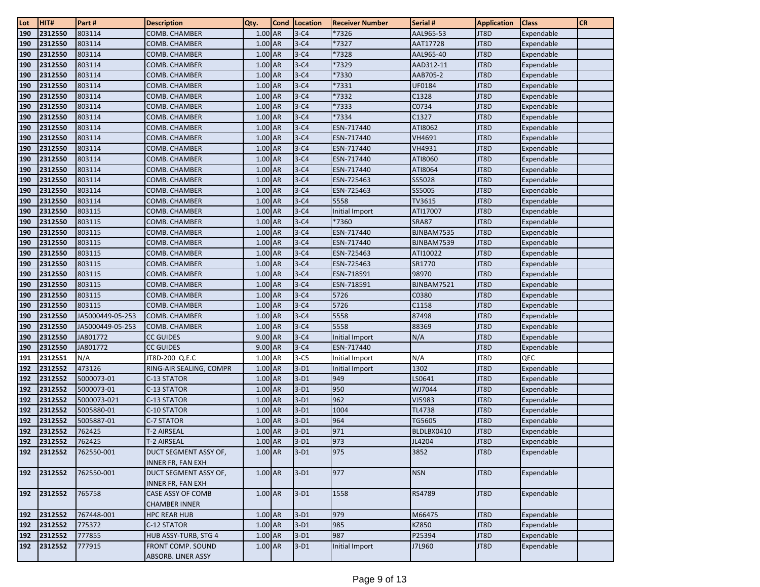| Lot | HIT# | Part # | Description | Qty. | Cond | Location | Receiver Number | Serial # | Application | Class | CR |
|---|---|---|---|---|---|---|---|---|---|---|---|
| 190 | 2312550 | 803114 | COMB. CHAMBER | 1.00 | AR | 3-C4 | *7326 | AAL965-53 | JT8D | Expendable | |
| 190 | 2312550 | 803114 | COMB. CHAMBER | 1.00 | AR | 3-C4 | *7327 | AAT17728 | JT8D | Expendable | |
| 190 | 2312550 | 803114 | COMB. CHAMBER | 1.00 | AR | 3-C4 | *7328 | AAL965-40 | JT8D | Expendable | |
| 190 | 2312550 | 803114 | COMB. CHAMBER | 1.00 | AR | 3-C4 | *7329 | AAD312-11 | JT8D | Expendable | |
| 190 | 2312550 | 803114 | COMB. CHAMBER | 1.00 | AR | 3-C4 | *7330 | AAB705-2 | JT8D | Expendable | |
| 190 | 2312550 | 803114 | COMB. CHAMBER | 1.00 | AR | 3-C4 | *7331 | UF0184 | JT8D | Expendable | |
| 190 | 2312550 | 803114 | COMB. CHAMBER | 1.00 | AR | 3-C4 | *7332 | C1328 | JT8D | Expendable | |
| 190 | 2312550 | 803114 | COMB. CHAMBER | 1.00 | AR | 3-C4 | *7333 | C0734 | JT8D | Expendable | |
| 190 | 2312550 | 803114 | COMB. CHAMBER | 1.00 | AR | 3-C4 | *7334 | C1327 | JT8D | Expendable | |
| 190 | 2312550 | 803114 | COMB. CHAMBER | 1.00 | AR | 3-C4 | ESN-717440 | ATI8062 | JT8D | Expendable | |
| 190 | 2312550 | 803114 | COMB. CHAMBER | 1.00 | AR | 3-C4 | ESN-717440 | VH4691 | JT8D | Expendable | |
| 190 | 2312550 | 803114 | COMB. CHAMBER | 1.00 | AR | 3-C4 | ESN-717440 | VH4931 | JT8D | Expendable | |
| 190 | 2312550 | 803114 | COMB. CHAMBER | 1.00 | AR | 3-C4 | ESN-717440 | ATI8060 | JT8D | Expendable | |
| 190 | 2312550 | 803114 | COMB. CHAMBER | 1.00 | AR | 3-C4 | ESN-717440 | ATI8064 | JT8D | Expendable | |
| 190 | 2312550 | 803114 | COMB. CHAMBER | 1.00 | AR | 3-C4 | ESN-725463 | SS5028 | JT8D | Expendable | |
| 190 | 2312550 | 803114 | COMB. CHAMBER | 1.00 | AR | 3-C4 | ESN-725463 | SS5005 | JT8D | Expendable | |
| 190 | 2312550 | 803114 | COMB. CHAMBER | 1.00 | AR | 3-C4 | 5558 | TV3615 | JT8D | Expendable | |
| 190 | 2312550 | 803115 | COMB. CHAMBER | 1.00 | AR | 3-C4 | Initial Import | ATI17007 | JT8D | Expendable | |
| 190 | 2312550 | 803115 | COMB. CHAMBER | 1.00 | AR | 3-C4 | *7360 | SRA87 | JT8D | Expendable | |
| 190 | 2312550 | 803115 | COMB. CHAMBER | 1.00 | AR | 3-C4 | ESN-717440 | BJNBAM7535 | JT8D | Expendable | |
| 190 | 2312550 | 803115 | COMB. CHAMBER | 1.00 | AR | 3-C4 | ESN-717440 | BJNBAM7539 | JT8D | Expendable | |
| 190 | 2312550 | 803115 | COMB. CHAMBER | 1.00 | AR | 3-C4 | ESN-725463 | ATI10022 | JT8D | Expendable | |
| 190 | 2312550 | 803115 | COMB. CHAMBER | 1.00 | AR | 3-C4 | ESN-725463 | SR1770 | JT8D | Expendable | |
| 190 | 2312550 | 803115 | COMB. CHAMBER | 1.00 | AR | 3-C4 | ESN-718591 | 98970 | JT8D | Expendable | |
| 190 | 2312550 | 803115 | COMB. CHAMBER | 1.00 | AR | 3-C4 | ESN-718591 | BJNBAM7521 | JT8D | Expendable | |
| 190 | 2312550 | 803115 | COMB. CHAMBER | 1.00 | AR | 3-C4 | 5726 | C0380 | JT8D | Expendable | |
| 190 | 2312550 | 803115 | COMB. CHAMBER | 1.00 | AR | 3-C4 | 5726 | C1158 | JT8D | Expendable | |
| 190 | 2312550 | JA5000449-05-253 | COMB. CHAMBER | 1.00 | AR | 3-C4 | 5558 | 87498 | JT8D | Expendable | |
| 190 | 2312550 | JA5000449-05-253 | COMB. CHAMBER | 1.00 | AR | 3-C4 | 5558 | 88369 | JT8D | Expendable | |
| 190 | 2312550 | JA801772 | CC GUIDES | 9.00 | AR | 3-C4 | Initial Import | N/A | JT8D | Expendable | |
| 190 | 2312550 | JA801772 | CC GUIDES | 9.00 | AR | 3-C4 | ESN-717440 | | JT8D | Expendable | |
| 191 | 2312551 | N/A | JT8D-200 Q.E.C | 1.00 | AR | 3-C5 | Initial Import | N/A | JT8D | QEC | |
| 192 | 2312552 | 473126 | RING-AIR SEALING, COMPR | 1.00 | AR | 3-D1 | Initial Import | 1302 | JT8D | Expendable | |
| 192 | 2312552 | 5000073-01 | C-13 STATOR | 1.00 | AR | 3-D1 | 949 | LS0641 | JT8D | Expendable | |
| 192 | 2312552 | 5000073-01 | C-13 STATOR | 1.00 | AR | 3-D1 | 950 | WJ7044 | JT8D | Expendable | |
| 192 | 2312552 | 5000073-021 | C-13 STATOR | 1.00 | AR | 3-D1 | 962 | VJ5983 | JT8D | Expendable | |
| 192 | 2312552 | 5005880-01 | C-10 STATOR | 1.00 | AR | 3-D1 | 1004 | TL4738 | JT8D | Expendable | |
| 192 | 2312552 | 5005887-01 | C-7 STATOR | 1.00 | AR | 3-D1 | 964 | TG5605 | JT8D | Expendable | |
| 192 | 2312552 | 762425 | T-2 AIRSEAL | 1.00 | AR | 3-D1 | 971 | BLDLBX0410 | JT8D | Expendable | |
| 192 | 2312552 | 762425 | T-2 AIRSEAL | 1.00 | AR | 3-D1 | 973 | JL4204 | JT8D | Expendable | |
| 192 | 2312552 | 762550-001 | DUCT SEGMENT ASSY OF, INNER FR, FAN EXH | 1.00 | AR | 3-D1 | 975 | 3852 | JT8D | Expendable | |
| 192 | 2312552 | 762550-001 | DUCT SEGMENT ASSY OF, INNER FR, FAN EXH | 1.00 | AR | 3-D1 | 977 | NSN | JT8D | Expendable | |
| 192 | 2312552 | 765758 | CASE ASSY OF COMB CHAMBER INNER | 1.00 | AR | 3-D1 | 1558 | RS4789 | JT8D | Expendable | |
| 192 | 2312552 | 767448-001 | HPC REAR HUB | 1.00 | AR | 3-D1 | 979 | M66475 | JT8D | Expendable | |
| 192 | 2312552 | 775372 | C-12 STATOR | 1.00 | AR | 3-D1 | 985 | KZ850 | JT8D | Expendable | |
| 192 | 2312552 | 777855 | HUB ASSY-TURB, STG 4 | 1.00 | AR | 3-D1 | 987 | P25394 | JT8D | Expendable | |
| 192 | 2312552 | 777915 | FRONT COMP. SOUND ABSORB. LINER ASSY | 1.00 | AR | 3-D1 | Initial Import | J7L960 | JT8D | Expendable | |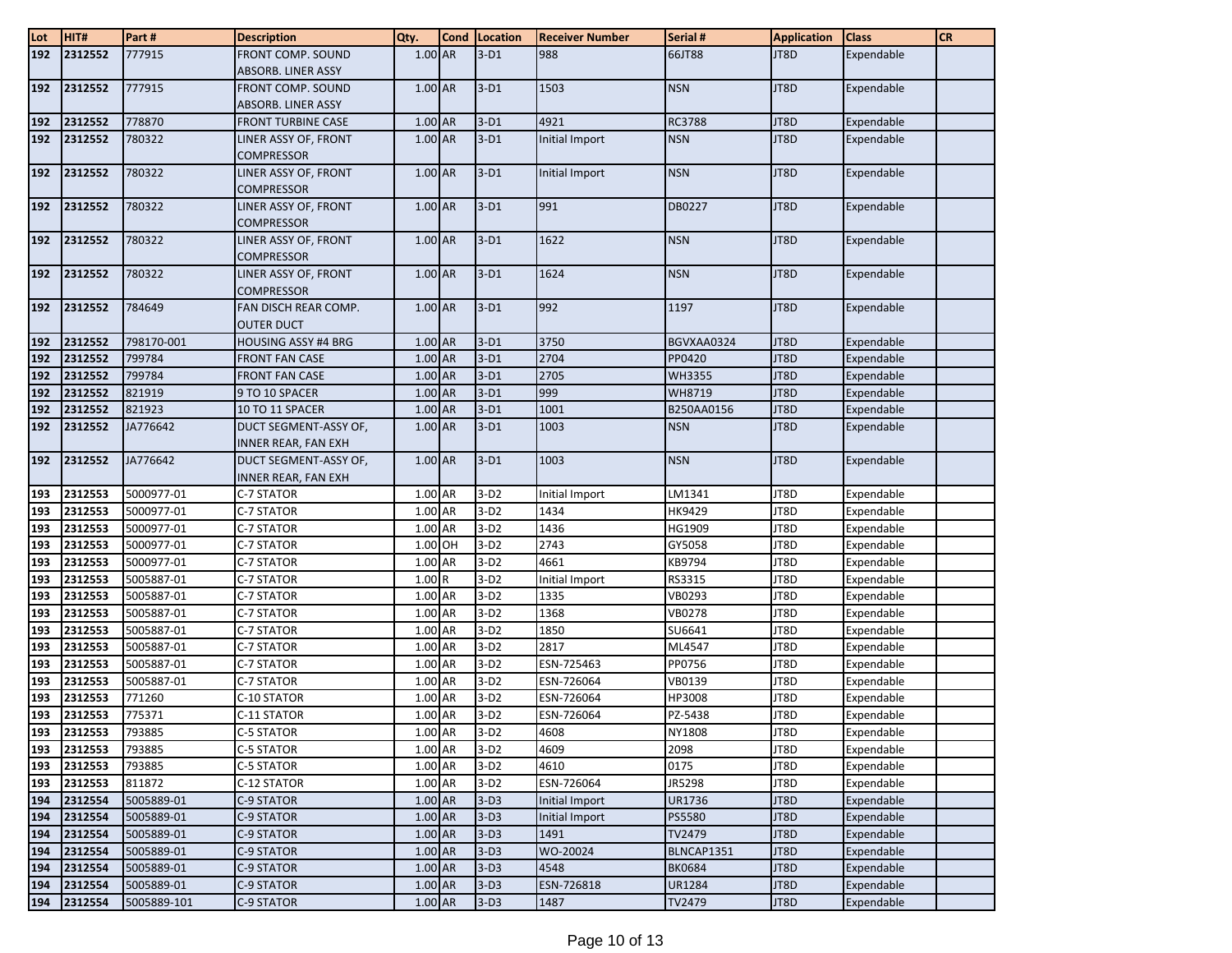| Lot | HIT# | Part # | Description | Qty. | Cond | Location | Receiver Number | Serial # | Application | Class | CR |
|---|---|---|---|---|---|---|---|---|---|---|---|
| 192 | 2312552 | 777915 | FRONT COMP. SOUND ABSORB. LINER ASSY | 1.00 | AR | 3-D1 | 988 | 66JT88 | JT8D | Expendable | |
| 192 | 2312552 | 777915 | FRONT COMP. SOUND ABSORB. LINER ASSY | 1.00 | AR | 3-D1 | 1503 | NSN | JT8D | Expendable | |
| 192 | 2312552 | 778870 | FRONT TURBINE CASE | 1.00 | AR | 3-D1 | 4921 | RC3788 | JT8D | Expendable | |
| 192 | 2312552 | 780322 | LINER ASSY OF, FRONT COMPRESSOR | 1.00 | AR | 3-D1 | Initial Import | NSN | JT8D | Expendable | |
| 192 | 2312552 | 780322 | LINER ASSY OF, FRONT COMPRESSOR | 1.00 | AR | 3-D1 | Initial Import | NSN | JT8D | Expendable | |
| 192 | 2312552 | 780322 | LINER ASSY OF, FRONT COMPRESSOR | 1.00 | AR | 3-D1 | 991 | DB0227 | JT8D | Expendable | |
| 192 | 2312552 | 780322 | LINER ASSY OF, FRONT COMPRESSOR | 1.00 | AR | 3-D1 | 1622 | NSN | JT8D | Expendable | |
| 192 | 2312552 | 780322 | LINER ASSY OF, FRONT COMPRESSOR | 1.00 | AR | 3-D1 | 1624 | NSN | JT8D | Expendable | |
| 192 | 2312552 | 784649 | FAN DISCH REAR COMP. OUTER DUCT | 1.00 | AR | 3-D1 | 992 | 1197 | JT8D | Expendable | |
| 192 | 2312552 | 798170-001 | HOUSING ASSY #4 BRG | 1.00 | AR | 3-D1 | 3750 | BGVXAA0324 | JT8D | Expendable | |
| 192 | 2312552 | 799784 | FRONT FAN CASE | 1.00 | AR | 3-D1 | 2704 | PP0420 | JT8D | Expendable | |
| 192 | 2312552 | 799784 | FRONT FAN CASE | 1.00 | AR | 3-D1 | 2705 | WH3355 | JT8D | Expendable | |
| 192 | 2312552 | 821919 | 9 TO 10 SPACER | 1.00 | AR | 3-D1 | 999 | WH8719 | JT8D | Expendable | |
| 192 | 2312552 | 821923 | 10 TO 11 SPACER | 1.00 | AR | 3-D1 | 1001 | B250AA0156 | JT8D | Expendable | |
| 192 | 2312552 | JA776642 | DUCT SEGMENT-ASSY OF, INNER REAR, FAN EXH | 1.00 | AR | 3-D1 | 1003 | NSN | JT8D | Expendable | |
| 192 | 2312552 | JA776642 | DUCT SEGMENT-ASSY OF, INNER REAR, FAN EXH | 1.00 | AR | 3-D1 | 1003 | NSN | JT8D | Expendable | |
| 193 | 2312553 | 5000977-01 | C-7 STATOR | 1.00 | AR | 3-D2 | Initial Import | LM1341 | JT8D | Expendable | |
| 193 | 2312553 | 5000977-01 | C-7 STATOR | 1.00 | AR | 3-D2 | 1434 | HK9429 | JT8D | Expendable | |
| 193 | 2312553 | 5000977-01 | C-7 STATOR | 1.00 | AR | 3-D2 | 1436 | HG1909 | JT8D | Expendable | |
| 193 | 2312553 | 5000977-01 | C-7 STATOR | 1.00 | OH | 3-D2 | 2743 | GY5058 | JT8D | Expendable | |
| 193 | 2312553 | 5000977-01 | C-7 STATOR | 1.00 | AR | 3-D2 | 4661 | KB9794 | JT8D | Expendable | |
| 193 | 2312553 | 5005887-01 | C-7 STATOR | 1.00 | R | 3-D2 | Initial Import | RS3315 | JT8D | Expendable | |
| 193 | 2312553 | 5005887-01 | C-7 STATOR | 1.00 | AR | 3-D2 | 1335 | VB0293 | JT8D | Expendable | |
| 193 | 2312553 | 5005887-01 | C-7 STATOR | 1.00 | AR | 3-D2 | 1368 | VB0278 | JT8D | Expendable | |
| 193 | 2312553 | 5005887-01 | C-7 STATOR | 1.00 | AR | 3-D2 | 1850 | SU6641 | JT8D | Expendable | |
| 193 | 2312553 | 5005887-01 | C-7 STATOR | 1.00 | AR | 3-D2 | 2817 | ML4547 | JT8D | Expendable | |
| 193 | 2312553 | 5005887-01 | C-7 STATOR | 1.00 | AR | 3-D2 | ESN-725463 | PP0756 | JT8D | Expendable | |
| 193 | 2312553 | 5005887-01 | C-7 STATOR | 1.00 | AR | 3-D2 | ESN-726064 | VB0139 | JT8D | Expendable | |
| 193 | 2312553 | 771260 | C-10 STATOR | 1.00 | AR | 3-D2 | ESN-726064 | HP3008 | JT8D | Expendable | |
| 193 | 2312553 | 775371 | C-11 STATOR | 1.00 | AR | 3-D2 | ESN-726064 | PZ-5438 | JT8D | Expendable | |
| 193 | 2312553 | 793885 | C-5 STATOR | 1.00 | AR | 3-D2 | 4608 | NY1808 | JT8D | Expendable | |
| 193 | 2312553 | 793885 | C-5 STATOR | 1.00 | AR | 3-D2 | 4609 | 2098 | JT8D | Expendable | |
| 193 | 2312553 | 793885 | C-5 STATOR | 1.00 | AR | 3-D2 | 4610 | 0175 | JT8D | Expendable | |
| 193 | 2312553 | 811872 | C-12 STATOR | 1.00 | AR | 3-D2 | ESN-726064 | JR5298 | JT8D | Expendable | |
| 194 | 2312554 | 5005889-01 | C-9 STATOR | 1.00 | AR | 3-D3 | Initial Import | UR1736 | JT8D | Expendable | |
| 194 | 2312554 | 5005889-01 | C-9 STATOR | 1.00 | AR | 3-D3 | Initial Import | PS5580 | JT8D | Expendable | |
| 194 | 2312554 | 5005889-01 | C-9 STATOR | 1.00 | AR | 3-D3 | 1491 | TV2479 | JT8D | Expendable | |
| 194 | 2312554 | 5005889-01 | C-9 STATOR | 1.00 | AR | 3-D3 | WO-20024 | BLNCAP1351 | JT8D | Expendable | |
| 194 | 2312554 | 5005889-01 | C-9 STATOR | 1.00 | AR | 3-D3 | 4548 | BK0684 | JT8D | Expendable | |
| 194 | 2312554 | 5005889-01 | C-9 STATOR | 1.00 | AR | 3-D3 | ESN-726818 | UR1284 | JT8D | Expendable | |
| 194 | 2312554 | 5005889-101 | C-9 STATOR | 1.00 | AR | 3-D3 | 1487 | TV2479 | JT8D | Expendable | |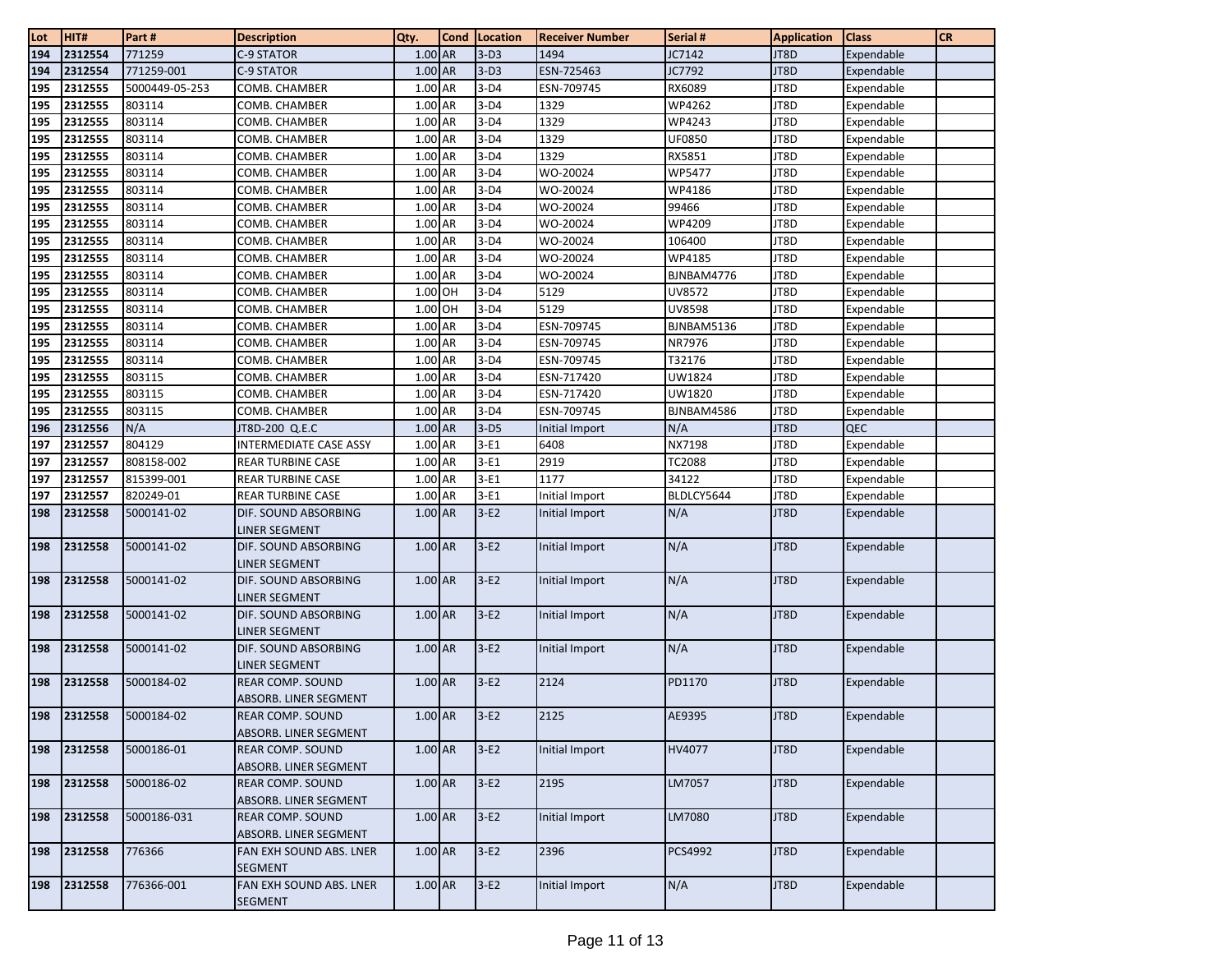| Lot | HIT# | Part # | Description | Qty. | Cond | Location | Receiver Number | Serial # | Application | Class | CR |
|---|---|---|---|---|---|---|---|---|---|---|---|
| 194 | 2312554 | 771259 | C-9 STATOR | 1.00 | AR | 3-D3 | 1494 | JC7142 | JT8D | Expendable | |
| 194 | 2312554 | 771259-001 | C-9 STATOR | 1.00 | AR | 3-D3 | ESN-725463 | JC7792 | JT8D | Expendable | |
| 195 | 2312555 | 5000449-05-253 | COMB. CHAMBER | 1.00 | AR | 3-D4 | ESN-709745 | RX6089 | JT8D | Expendable | |
| 195 | 2312555 | 803114 | COMB. CHAMBER | 1.00 | AR | 3-D4 | 1329 | WP4262 | JT8D | Expendable | |
| 195 | 2312555 | 803114 | COMB. CHAMBER | 1.00 | AR | 3-D4 | 1329 | WP4243 | JT8D | Expendable | |
| 195 | 2312555 | 803114 | COMB. CHAMBER | 1.00 | AR | 3-D4 | 1329 | UF0850 | JT8D | Expendable | |
| 195 | 2312555 | 803114 | COMB. CHAMBER | 1.00 | AR | 3-D4 | 1329 | RX5851 | JT8D | Expendable | |
| 195 | 2312555 | 803114 | COMB. CHAMBER | 1.00 | AR | 3-D4 | WO-20024 | WP5477 | JT8D | Expendable | |
| 195 | 2312555 | 803114 | COMB. CHAMBER | 1.00 | AR | 3-D4 | WO-20024 | WP4186 | JT8D | Expendable | |
| 195 | 2312555 | 803114 | COMB. CHAMBER | 1.00 | AR | 3-D4 | WO-20024 | 99466 | JT8D | Expendable | |
| 195 | 2312555 | 803114 | COMB. CHAMBER | 1.00 | AR | 3-D4 | WO-20024 | WP4209 | JT8D | Expendable | |
| 195 | 2312555 | 803114 | COMB. CHAMBER | 1.00 | AR | 3-D4 | WO-20024 | 106400 | JT8D | Expendable | |
| 195 | 2312555 | 803114 | COMB. CHAMBER | 1.00 | AR | 3-D4 | WO-20024 | WP4185 | JT8D | Expendable | |
| 195 | 2312555 | 803114 | COMB. CHAMBER | 1.00 | AR | 3-D4 | WO-20024 | BJNBAM4776 | JT8D | Expendable | |
| 195 | 2312555 | 803114 | COMB. CHAMBER | 1.00 | OH | 3-D4 | 5129 | UV8572 | JT8D | Expendable | |
| 195 | 2312555 | 803114 | COMB. CHAMBER | 1.00 | OH | 3-D4 | 5129 | UV8598 | JT8D | Expendable | |
| 195 | 2312555 | 803114 | COMB. CHAMBER | 1.00 | AR | 3-D4 | ESN-709745 | BJNBAM5136 | JT8D | Expendable | |
| 195 | 2312555 | 803114 | COMB. CHAMBER | 1.00 | AR | 3-D4 | ESN-709745 | NR7976 | JT8D | Expendable | |
| 195 | 2312555 | 803114 | COMB. CHAMBER | 1.00 | AR | 3-D4 | ESN-709745 | T32176 | JT8D | Expendable | |
| 195 | 2312555 | 803115 | COMB. CHAMBER | 1.00 | AR | 3-D4 | ESN-717420 | UW1824 | JT8D | Expendable | |
| 195 | 2312555 | 803115 | COMB. CHAMBER | 1.00 | AR | 3-D4 | ESN-717420 | UW1820 | JT8D | Expendable | |
| 195 | 2312555 | 803115 | COMB. CHAMBER | 1.00 | AR | 3-D4 | ESN-709745 | BJNBAM4586 | JT8D | Expendable | |
| 196 | 2312556 | N/A | JT8D-200 Q.E.C | 1.00 | AR | 3-D5 | Initial Import | N/A | JT8D | QEC | |
| 197 | 2312557 | 804129 | INTERMEDIATE CASE ASSY | 1.00 | AR | 3-E1 | 6408 | NX7198 | JT8D | Expendable | |
| 197 | 2312557 | 808158-002 | REAR TURBINE CASE | 1.00 | AR | 3-E1 | 2919 | TC2088 | JT8D | Expendable | |
| 197 | 2312557 | 815399-001 | REAR TURBINE CASE | 1.00 | AR | 3-E1 | 1177 | 34122 | JT8D | Expendable | |
| 197 | 2312557 | 820249-01 | REAR TURBINE CASE | 1.00 | AR | 3-E1 | Initial Import | BLDLCY5644 | JT8D | Expendable | |
| 198 | 2312558 | 5000141-02 | DIF. SOUND ABSORBING LINER SEGMENT | 1.00 | AR | 3-E2 | Initial Import | N/A | JT8D | Expendable | |
| 198 | 2312558 | 5000141-02 | DIF. SOUND ABSORBING LINER SEGMENT | 1.00 | AR | 3-E2 | Initial Import | N/A | JT8D | Expendable | |
| 198 | 2312558 | 5000141-02 | DIF. SOUND ABSORBING LINER SEGMENT | 1.00 | AR | 3-E2 | Initial Import | N/A | JT8D | Expendable | |
| 198 | 2312558 | 5000141-02 | DIF. SOUND ABSORBING LINER SEGMENT | 1.00 | AR | 3-E2 | Initial Import | N/A | JT8D | Expendable | |
| 198 | 2312558 | 5000141-02 | DIF. SOUND ABSORBING LINER SEGMENT | 1.00 | AR | 3-E2 | Initial Import | N/A | JT8D | Expendable | |
| 198 | 2312558 | 5000184-02 | REAR COMP. SOUND ABSORB. LINER SEGMENT | 1.00 | AR | 3-E2 | 2124 | PD1170 | JT8D | Expendable | |
| 198 | 2312558 | 5000184-02 | REAR COMP. SOUND ABSORB. LINER SEGMENT | 1.00 | AR | 3-E2 | 2125 | AE9395 | JT8D | Expendable | |
| 198 | 2312558 | 5000186-01 | REAR COMP. SOUND ABSORB. LINER SEGMENT | 1.00 | AR | 3-E2 | Initial Import | HV4077 | JT8D | Expendable | |
| 198 | 2312558 | 5000186-02 | REAR COMP. SOUND ABSORB. LINER SEGMENT | 1.00 | AR | 3-E2 | 2195 | LM7057 | JT8D | Expendable | |
| 198 | 2312558 | 5000186-031 | REAR COMP. SOUND ABSORB. LINER SEGMENT | 1.00 | AR | 3-E2 | Initial Import | LM7080 | JT8D | Expendable | |
| 198 | 2312558 | 776366 | FAN EXH SOUND ABS. LNER SEGMENT | 1.00 | AR | 3-E2 | 2396 | PCS4992 | JT8D | Expendable | |
| 198 | 2312558 | 776366-001 | FAN EXH SOUND ABS. LNER SEGMENT | 1.00 | AR | 3-E2 | Initial Import | N/A | JT8D | Expendable | |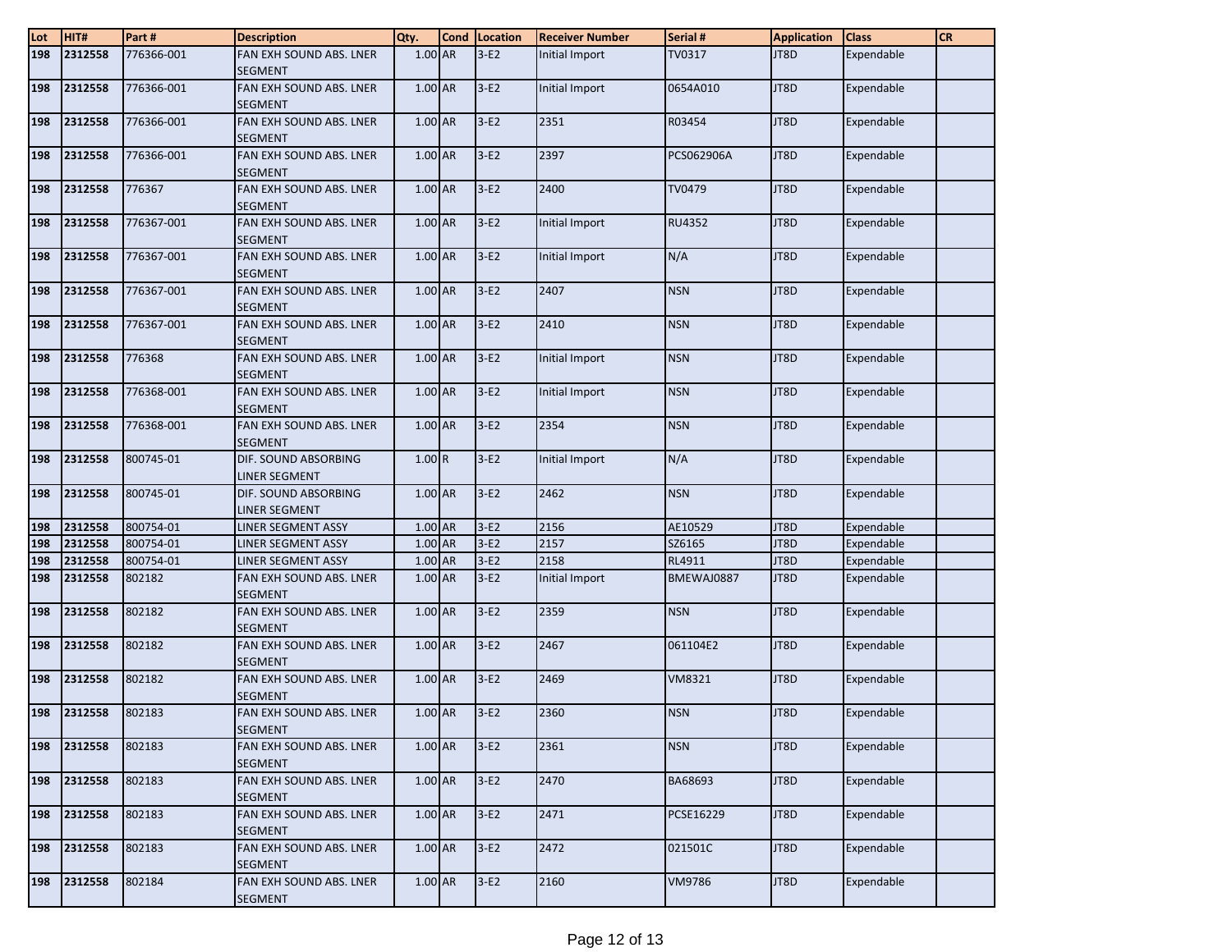| Lot | HIT# | Part # | Description | Qty. | Cond | Location | Receiver Number | Serial # | Application | Class | CR |
|---|---|---|---|---|---|---|---|---|---|---|---|
| 198 | 2312558 | 776366-001 | FAN EXH SOUND ABS. LNER SEGMENT | 1.00 | AR | 3-E2 | Initial Import | TV0317 | JT8D | Expendable | |
| 198 | 2312558 | 776366-001 | FAN EXH SOUND ABS. LNER SEGMENT | 1.00 | AR | 3-E2 | Initial Import | 0654A010 | JT8D | Expendable | |
| 198 | 2312558 | 776366-001 | FAN EXH SOUND ABS. LNER SEGMENT | 1.00 | AR | 3-E2 | 2351 | R03454 | JT8D | Expendable | |
| 198 | 2312558 | 776366-001 | FAN EXH SOUND ABS. LNER SEGMENT | 1.00 | AR | 3-E2 | 2397 | PCS062906A | JT8D | Expendable | |
| 198 | 2312558 | 776367 | FAN EXH SOUND ABS. LNER SEGMENT | 1.00 | AR | 3-E2 | 2400 | TV0479 | JT8D | Expendable | |
| 198 | 2312558 | 776367-001 | FAN EXH SOUND ABS. LNER SEGMENT | 1.00 | AR | 3-E2 | Initial Import | RU4352 | JT8D | Expendable | |
| 198 | 2312558 | 776367-001 | FAN EXH SOUND ABS. LNER SEGMENT | 1.00 | AR | 3-E2 | Initial Import | N/A | JT8D | Expendable | |
| 198 | 2312558 | 776367-001 | FAN EXH SOUND ABS. LNER SEGMENT | 1.00 | AR | 3-E2 | 2407 | NSN | JT8D | Expendable | |
| 198 | 2312558 | 776367-001 | FAN EXH SOUND ABS. LNER SEGMENT | 1.00 | AR | 3-E2 | 2410 | NSN | JT8D | Expendable | |
| 198 | 2312558 | 776368 | FAN EXH SOUND ABS. LNER SEGMENT | 1.00 | AR | 3-E2 | Initial Import | NSN | JT8D | Expendable | |
| 198 | 2312558 | 776368-001 | FAN EXH SOUND ABS. LNER SEGMENT | 1.00 | AR | 3-E2 | Initial Import | NSN | JT8D | Expendable | |
| 198 | 2312558 | 776368-001 | FAN EXH SOUND ABS. LNER SEGMENT | 1.00 | AR | 3-E2 | 2354 | NSN | JT8D | Expendable | |
| 198 | 2312558 | 800745-01 | DIF. SOUND ABSORBING LINER SEGMENT | 1.00 | R | 3-E2 | Initial Import | N/A | JT8D | Expendable | |
| 198 | 2312558 | 800745-01 | DIF. SOUND ABSORBING LINER SEGMENT | 1.00 | AR | 3-E2 | 2462 | NSN | JT8D | Expendable | |
| 198 | 2312558 | 800754-01 | LINER SEGMENT ASSY | 1.00 | AR | 3-E2 | 2156 | AE10529 | JT8D | Expendable | |
| 198 | 2312558 | 800754-01 | LINER SEGMENT ASSY | 1.00 | AR | 3-E2 | 2157 | SZ6165 | JT8D | Expendable | |
| 198 | 2312558 | 800754-01 | LINER SEGMENT ASSY | 1.00 | AR | 3-E2 | 2158 | RL4911 | JT8D | Expendable | |
| 198 | 2312558 | 802182 | FAN EXH SOUND ABS. LNER SEGMENT | 1.00 | AR | 3-E2 | Initial Import | BMEWAJ0887 | JT8D | Expendable | |
| 198 | 2312558 | 802182 | FAN EXH SOUND ABS. LNER SEGMENT | 1.00 | AR | 3-E2 | 2359 | NSN | JT8D | Expendable | |
| 198 | 2312558 | 802182 | FAN EXH SOUND ABS. LNER SEGMENT | 1.00 | AR | 3-E2 | 2467 | 061104E2 | JT8D | Expendable | |
| 198 | 2312558 | 802182 | FAN EXH SOUND ABS. LNER SEGMENT | 1.00 | AR | 3-E2 | 2469 | VM8321 | JT8D | Expendable | |
| 198 | 2312558 | 802183 | FAN EXH SOUND ABS. LNER SEGMENT | 1.00 | AR | 3-E2 | 2360 | NSN | JT8D | Expendable | |
| 198 | 2312558 | 802183 | FAN EXH SOUND ABS. LNER SEGMENT | 1.00 | AR | 3-E2 | 2361 | NSN | JT8D | Expendable | |
| 198 | 2312558 | 802183 | FAN EXH SOUND ABS. LNER SEGMENT | 1.00 | AR | 3-E2 | 2470 | BA68693 | JT8D | Expendable | |
| 198 | 2312558 | 802183 | FAN EXH SOUND ABS. LNER SEGMENT | 1.00 | AR | 3-E2 | 2471 | PCSE16229 | JT8D | Expendable | |
| 198 | 2312558 | 802183 | FAN EXH SOUND ABS. LNER SEGMENT | 1.00 | AR | 3-E2 | 2472 | 021501C | JT8D | Expendable | |
| 198 | 2312558 | 802184 | FAN EXH SOUND ABS. LNER SEGMENT | 1.00 | AR | 3-E2 | 2160 | VM9786 | JT8D | Expendable | |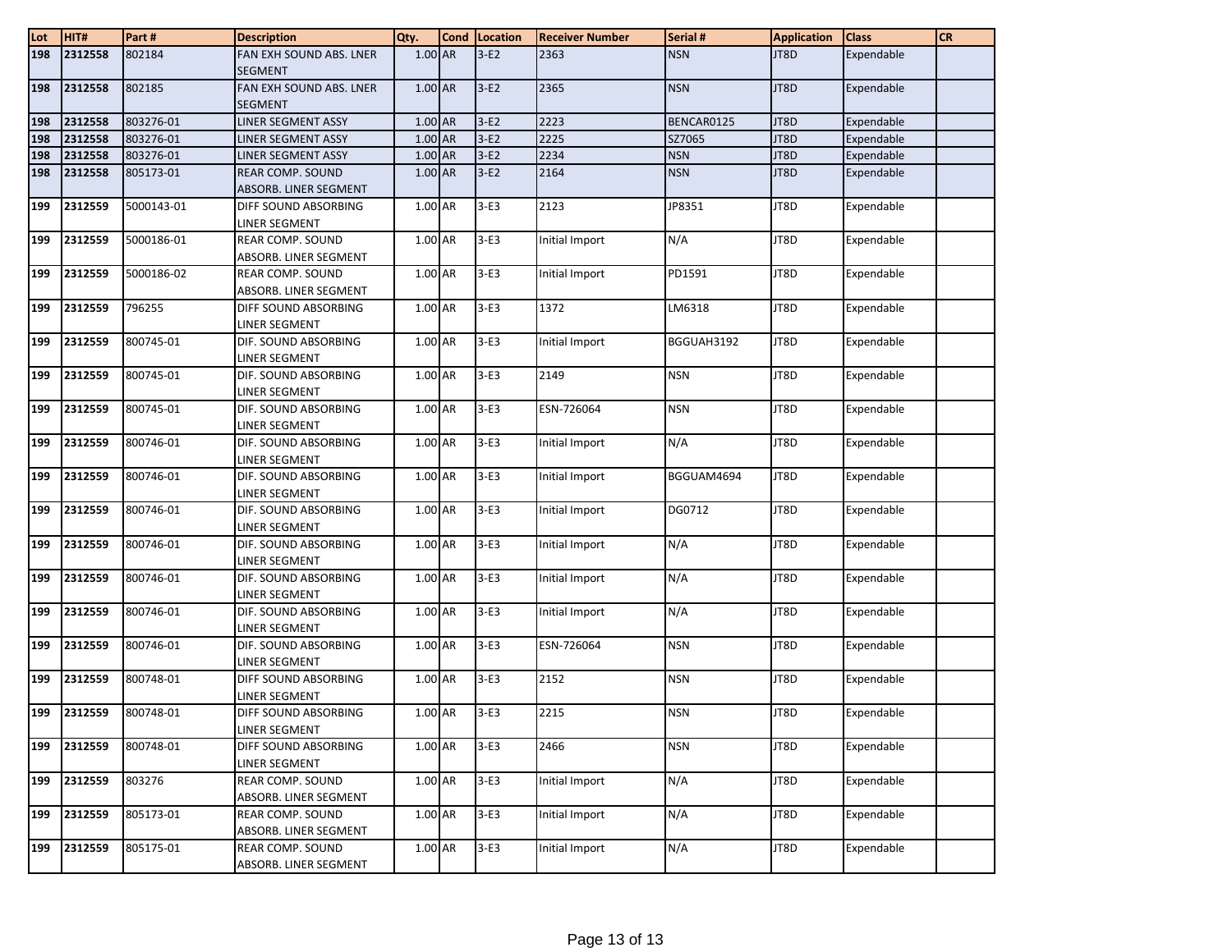| Lot | HIT# | Part # | Description | Qty. | Cond | Location | Receiver Number | Serial # | Application | Class | CR |
|---|---|---|---|---|---|---|---|---|---|---|---|
| 198 | 2312558 | 802184 | FAN EXH SOUND ABS. LNER SEGMENT | 1.00 | AR | 3-E2 | 2363 | NSN | JT8D | Expendable | |
| 198 | 2312558 | 802185 | FAN EXH SOUND ABS. LNER SEGMENT | 1.00 | AR | 3-E2 | 2365 | NSN | JT8D | Expendable | |
| 198 | 2312558 | 803276-01 | LINER SEGMENT ASSY | 1.00 | AR | 3-E2 | 2223 | BENCAR0125 | JT8D | Expendable | |
| 198 | 2312558 | 803276-01 | LINER SEGMENT ASSY | 1.00 | AR | 3-E2 | 2225 | SZ7065 | JT8D | Expendable | |
| 198 | 2312558 | 803276-01 | LINER SEGMENT ASSY | 1.00 | AR | 3-E2 | 2234 | NSN | JT8D | Expendable | |
| 198 | 2312558 | 805173-01 | REAR COMP. SOUND ABSORB. LINER SEGMENT | 1.00 | AR | 3-E2 | 2164 | NSN | JT8D | Expendable | |
| 199 | 2312559 | 5000143-01 | DIFF SOUND ABSORBING LINER SEGMENT | 1.00 | AR | 3-E3 | 2123 | JP8351 | JT8D | Expendable | |
| 199 | 2312559 | 5000186-01 | REAR COMP. SOUND ABSORB. LINER SEGMENT | 1.00 | AR | 3-E3 | Initial Import | N/A | JT8D | Expendable | |
| 199 | 2312559 | 5000186-02 | REAR COMP. SOUND ABSORB. LINER SEGMENT | 1.00 | AR | 3-E3 | Initial Import | PD1591 | JT8D | Expendable | |
| 199 | 2312559 | 796255 | DIFF SOUND ABSORBING LINER SEGMENT | 1.00 | AR | 3-E3 | 1372 | LM6318 | JT8D | Expendable | |
| 199 | 2312559 | 800745-01 | DIF. SOUND ABSORBING LINER SEGMENT | 1.00 | AR | 3-E3 | Initial Import | BGGUAH3192 | JT8D | Expendable | |
| 199 | 2312559 | 800745-01 | DIF. SOUND ABSORBING LINER SEGMENT | 1.00 | AR | 3-E3 | 2149 | NSN | JT8D | Expendable | |
| 199 | 2312559 | 800745-01 | DIF. SOUND ABSORBING LINER SEGMENT | 1.00 | AR | 3-E3 | ESN-726064 | NSN | JT8D | Expendable | |
| 199 | 2312559 | 800746-01 | DIF. SOUND ABSORBING LINER SEGMENT | 1.00 | AR | 3-E3 | Initial Import | N/A | JT8D | Expendable | |
| 199 | 2312559 | 800746-01 | DIF. SOUND ABSORBING LINER SEGMENT | 1.00 | AR | 3-E3 | Initial Import | BGGUAM4694 | JT8D | Expendable | |
| 199 | 2312559 | 800746-01 | DIF. SOUND ABSORBING LINER SEGMENT | 1.00 | AR | 3-E3 | Initial Import | DG0712 | JT8D | Expendable | |
| 199 | 2312559 | 800746-01 | DIF. SOUND ABSORBING LINER SEGMENT | 1.00 | AR | 3-E3 | Initial Import | N/A | JT8D | Expendable | |
| 199 | 2312559 | 800746-01 | DIF. SOUND ABSORBING LINER SEGMENT | 1.00 | AR | 3-E3 | Initial Import | N/A | JT8D | Expendable | |
| 199 | 2312559 | 800746-01 | DIF. SOUND ABSORBING LINER SEGMENT | 1.00 | AR | 3-E3 | Initial Import | N/A | JT8D | Expendable | |
| 199 | 2312559 | 800746-01 | DIF. SOUND ABSORBING LINER SEGMENT | 1.00 | AR | 3-E3 | ESN-726064 | NSN | JT8D | Expendable | |
| 199 | 2312559 | 800748-01 | DIFF SOUND ABSORBING LINER SEGMENT | 1.00 | AR | 3-E3 | 2152 | NSN | JT8D | Expendable | |
| 199 | 2312559 | 800748-01 | DIFF SOUND ABSORBING LINER SEGMENT | 1.00 | AR | 3-E3 | 2215 | NSN | JT8D | Expendable | |
| 199 | 2312559 | 800748-01 | DIFF SOUND ABSORBING LINER SEGMENT | 1.00 | AR | 3-E3 | 2466 | NSN | JT8D | Expendable | |
| 199 | 2312559 | 803276 | REAR COMP. SOUND ABSORB. LINER SEGMENT | 1.00 | AR | 3-E3 | Initial Import | N/A | JT8D | Expendable | |
| 199 | 2312559 | 805173-01 | REAR COMP. SOUND ABSORB. LINER SEGMENT | 1.00 | AR | 3-E3 | Initial Import | N/A | JT8D | Expendable | |
| 199 | 2312559 | 805175-01 | REAR COMP. SOUND ABSORB. LINER SEGMENT | 1.00 | AR | 3-E3 | Initial Import | N/A | JT8D | Expendable | |